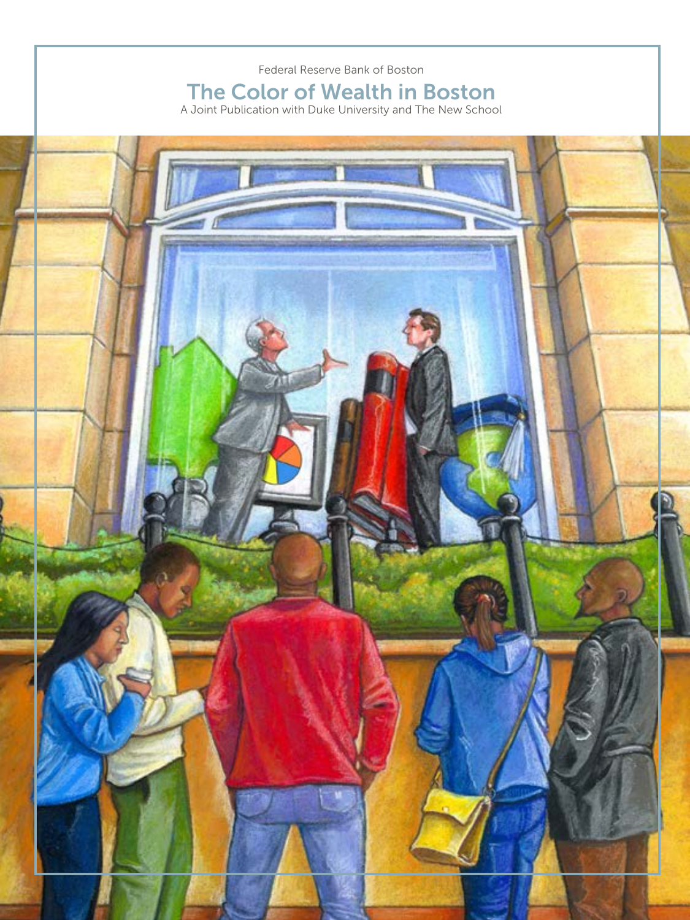Federal Reserve Bank of Boston

# The Color of Wealth in Boston

A Joint Publication with Duke University and The New School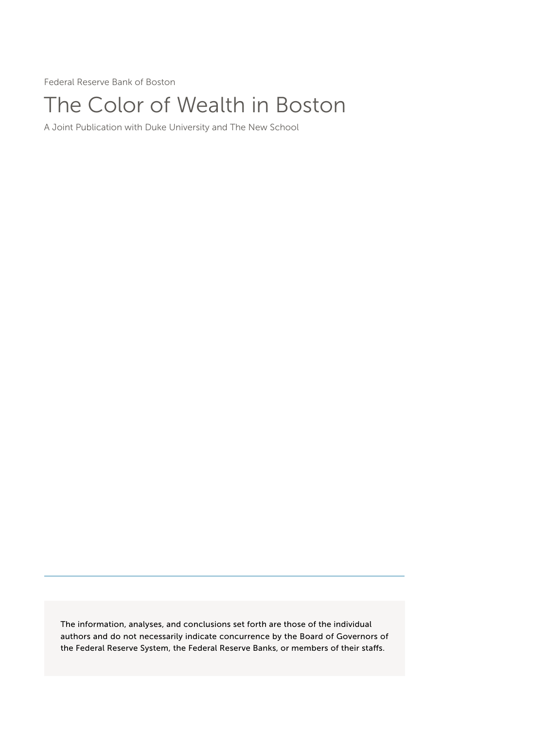Federal Reserve Bank of Boston

# The Color of Wealth in Boston

A Joint Publication with Duke University and The New School

The information, analyses, and conclusions set forth are those of the individual authors and do not necessarily indicate concurrence by the Board of Governors of the Federal Reserve System, the Federal Reserve Banks, or members of their staffs.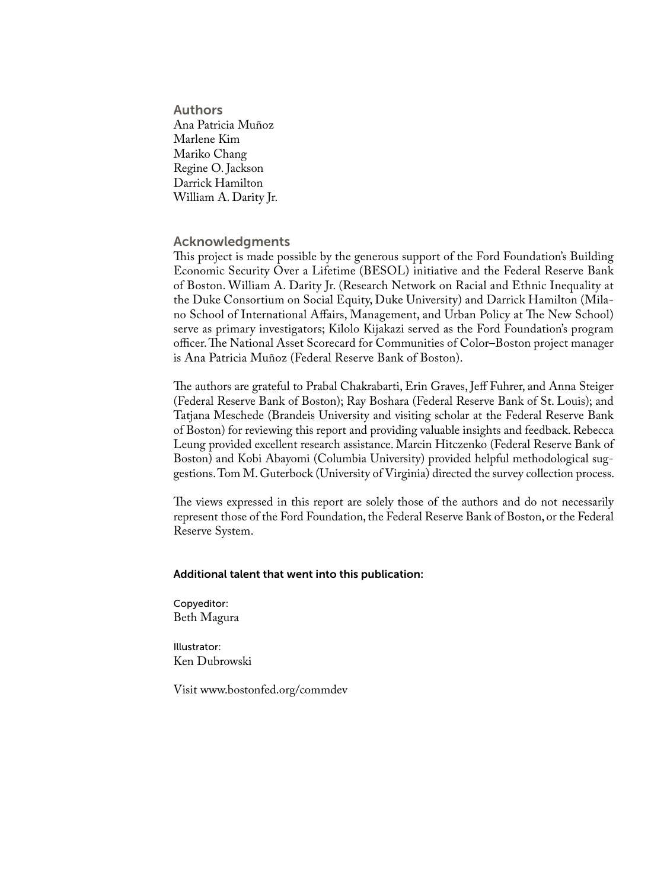## Authors

Ana Patricia Muñoz
Marlene Kim
Mariko Chang
Regine O. Jackson
Darrick Hamilton
William A. Darity Jr.

## Acknowledgments

This project is made possible by the generous support of the Ford Foundation's Building Economic Security Over a Lifetime (BESOL) initiative and the Federal Reserve Bank of Boston. William A. Darity Jr. (Research Network on Racial and Ethnic Inequality at the Duke Consortium on Social Equity, Duke University) and Darrick Hamilton (Milano School of International Affairs, Management, and Urban Policy at The New School) serve as primary investigators; Kilolo Kijakazi served as the Ford Foundation's program officer. The National Asset Scorecard for Communities of Color–Boston project manager is Ana Patricia Muñoz (Federal Reserve Bank of Boston).

The authors are grateful to Prabal Chakrabarti, Erin Graves, Jeff Fuhrer, and Anna Steiger (Federal Reserve Bank of Boston); Ray Boshara (Federal Reserve Bank of St. Louis); and Tatjana Meschede (Brandeis University and visiting scholar at the Federal Reserve Bank of Boston) for reviewing this report and providing valuable insights and feedback. Rebecca Leung provided excellent research assistance. Marcin Hitczenko (Federal Reserve Bank of Boston) and Kobi Abayomi (Columbia University) provided helpful methodological suggestions. Tom M. Guterbock (University of Virginia) directed the survey collection process.

The views expressed in this report are solely those of the authors and do not necessarily represent those of the Ford Foundation, the Federal Reserve Bank of Boston, or the Federal Reserve System.

**Additional talent that went into this publication:**

Copyeditor:
Beth Magura

Illustrator:
Ken Dubrowski

Visit www.bostonfed.org/commdev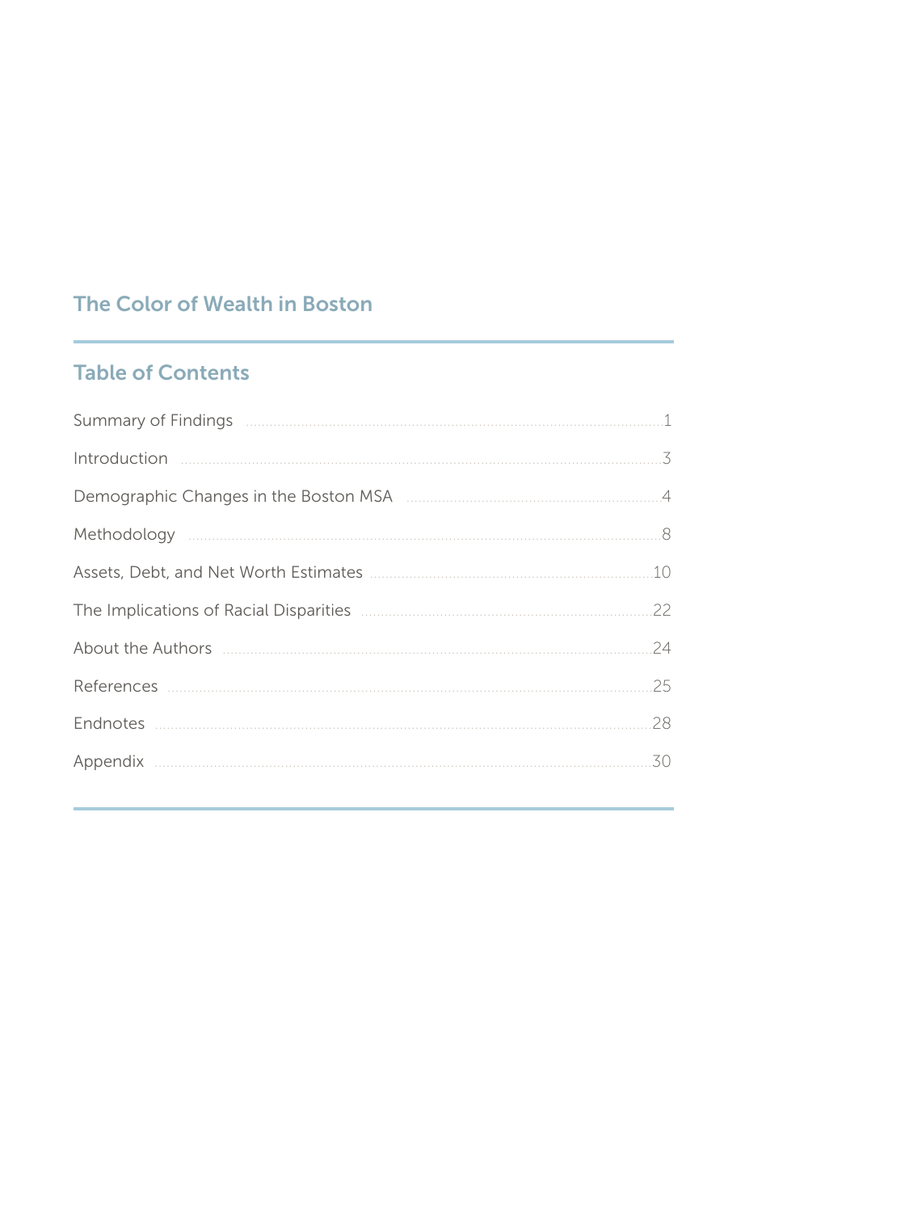## The Color of Wealth in Boston

## Table of Contents

| | |
|---|---|
| Summary of Findings | 1 |
| Introduction | 3 |
| Demographic Changes in the Boston MSA | 4 |
| Methodology | 8 |
| Assets, Debt, and Net Worth Estimates | 10 |
| The Implications of Racial Disparities | 22 |
| About the Authors | 24 |
| References | 25 |
| Endnotes | 28 |
| Appendix | 30 |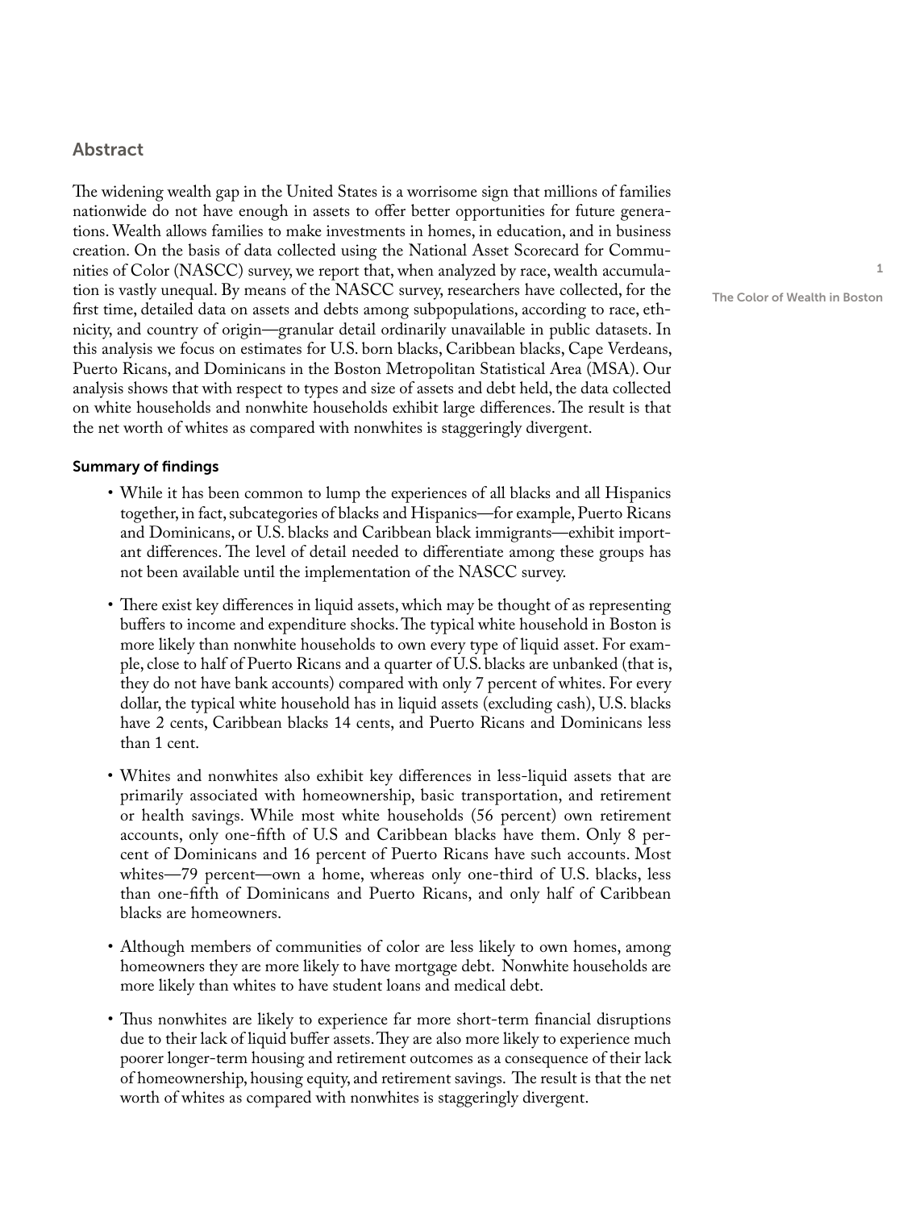## Abstract

The widening wealth gap in the United States is a worrisome sign that millions of families nationwide do not have enough in assets to offer better opportunities for future generations. Wealth allows families to make investments in homes, in education, and in business creation. On the basis of data collected using the National Asset Scorecard for Communities of Color (NASCC) survey, we report that, when analyzed by race, wealth accumulation is vastly unequal. By means of the NASCC survey, researchers have collected, for the first time, detailed data on assets and debts among subpopulations, according to race, ethnicity, and country of origin—granular detail ordinarily unavailable in public datasets. In this analysis we focus on estimates for U.S. born blacks, Caribbean blacks, Cape Verdeans, Puerto Ricans, and Dominicans in the Boston Metropolitan Statistical Area (MSA). Our analysis shows that with respect to types and size of assets and debt held, the data collected on white households and nonwhite households exhibit large differences. The result is that the net worth of whites as compared with nonwhites is staggeringly divergent.

### Summary of findings

- While it has been common to lump the experiences of all blacks and all Hispanics together, in fact, subcategories of blacks and Hispanics—for example, Puerto Ricans and Dominicans, or U.S. blacks and Caribbean black immigrants—exhibit important differences. The level of detail needed to differentiate among these groups has not been available until the implementation of the NASCC survey.
- There exist key differences in liquid assets, which may be thought of as representing buffers to income and expenditure shocks. The typical white household in Boston is more likely than nonwhite households to own every type of liquid asset. For example, close to half of Puerto Ricans and a quarter of U.S. blacks are unbanked (that is, they do not have bank accounts) compared with only 7 percent of whites. For every dollar, the typical white household has in liquid assets (excluding cash), U.S. blacks have 2 cents, Caribbean blacks 14 cents, and Puerto Ricans and Dominicans less than 1 cent.
- Whites and nonwhites also exhibit key differences in less-liquid assets that are primarily associated with homeownership, basic transportation, and retirement or health savings. While most white households (56 percent) own retirement accounts, only one-fifth of U.S and Caribbean blacks have them. Only 8 percent of Dominicans and 16 percent of Puerto Ricans have such accounts. Most whites—79 percent—own a home, whereas only one-third of U.S. blacks, less than one-fifth of Dominicans and Puerto Ricans, and only half of Caribbean blacks are homeowners.
- Although members of communities of color are less likely to own homes, among homeowners they are more likely to have mortgage debt. Nonwhite households are more likely than whites to have student loans and medical debt.
- Thus nonwhites are likely to experience far more short-term financial disruptions due to their lack of liquid buffer assets. They are also more likely to experience much poorer longer-term housing and retirement outcomes as a consequence of their lack of homeownership, housing equity, and retirement savings. The result is that the net worth of whites as compared with nonwhites is staggeringly divergent.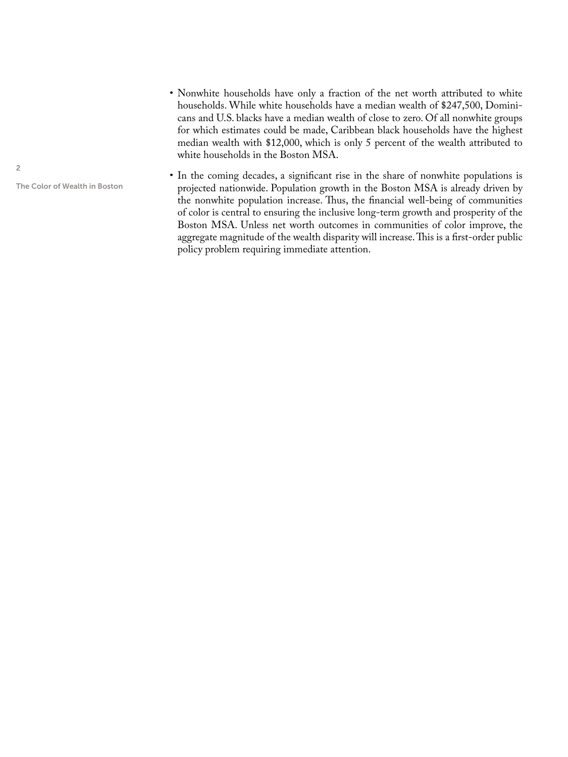- Nonwhite households have only a fraction of the net worth attributed to white households. While white households have a median wealth of $247,500, Dominicans and U.S. blacks have a median wealth of close to zero. Of all nonwhite groups for which estimates could be made, Caribbean black households have the highest median wealth with $12,000, which is only 5 percent of the wealth attributed to white households in the Boston MSA.
- In the coming decades, a significant rise in the share of nonwhite populations is projected nationwide. Population growth in the Boston MSA is already driven by the nonwhite population increase. Thus, the financial well-being of communities of color is central to ensuring the inclusive long-term growth and prosperity of the Boston MSA. Unless net worth outcomes in communities of color improve, the aggregate magnitude of the wealth disparity will increase. This is a first-order public policy problem requiring immediate attention.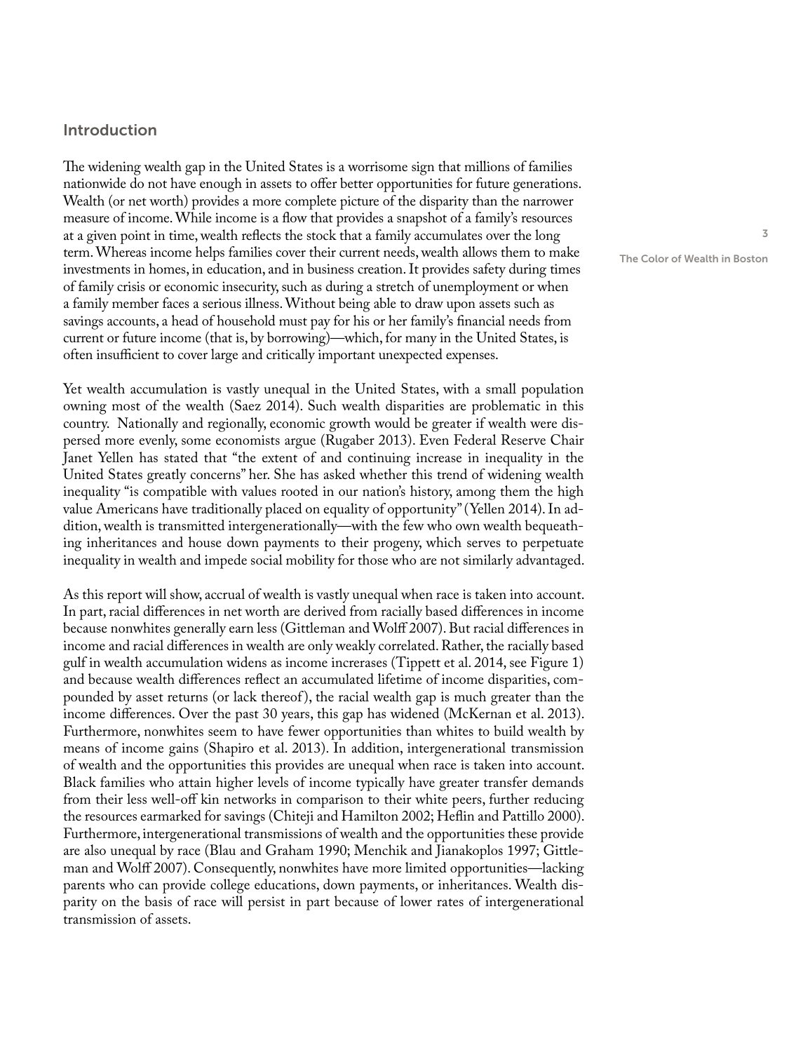## Introduction

The widening wealth gap in the United States is a worrisome sign that millions of families nationwide do not have enough in assets to offer better opportunities for future generations. Wealth (or net worth) provides a more complete picture of the disparity than the narrower measure of income. While income is a flow that provides a snapshot of a family's resources at a given point in time, wealth reflects the stock that a family accumulates over the long term. Whereas income helps families cover their current needs, wealth allows them to make investments in homes, in education, and in business creation. It provides safety during times of family crisis or economic insecurity, such as during a stretch of unemployment or when a family member faces a serious illness. Without being able to draw upon assets such as savings accounts, a head of household must pay for his or her family's financial needs from current or future income (that is, by borrowing)—which, for many in the United States, is often insufficient to cover large and critically important unexpected expenses.

Yet wealth accumulation is vastly unequal in the United States, with a small population owning most of the wealth (Saez 2014). Such wealth disparities are problematic in this country. Nationally and regionally, economic growth would be greater if wealth were dispersed more evenly, some economists argue (Rugaber 2013). Even Federal Reserve Chair Janet Yellen has stated that "the extent of and continuing increase in inequality in the United States greatly concerns" her. She has asked whether this trend of widening wealth inequality "is compatible with values rooted in our nation's history, among them the high value Americans have traditionally placed on equality of opportunity" (Yellen 2014). In addition, wealth is transmitted intergenerationally—with the few who own wealth bequeathing inheritances and house down payments to their progeny, which serves to perpetuate inequality in wealth and impede social mobility for those who are not similarly advantaged.

As this report will show, accrual of wealth is vastly unequal when race is taken into account. In part, racial differences in net worth are derived from racially based differences in income because nonwhites generally earn less (Gittleman and Wolff 2007). But racial differences in income and racial differences in wealth are only weakly correlated. Rather, the racially based gulf in wealth accumulation widens as income increrases (Tippett et al. 2014, see Figure 1) and because wealth differences reflect an accumulated lifetime of income disparities, compounded by asset returns (or lack thereof), the racial wealth gap is much greater than the income differences. Over the past 30 years, this gap has widened (McKernan et al. 2013). Furthermore, nonwhites seem to have fewer opportunities than whites to build wealth by means of income gains (Shapiro et al. 2013). In addition, intergenerational transmission of wealth and the opportunities this provides are unequal when race is taken into account. Black families who attain higher levels of income typically have greater transfer demands from their less well-off kin networks in comparison to their white peers, further reducing the resources earmarked for savings (Chiteji and Hamilton 2002; Heflin and Pattillo 2000). Furthermore, intergenerational transmissions of wealth and the opportunities these provide are also unequal by race (Blau and Graham 1990; Menchik and Jianakoplos 1997; Gittleman and Wolff 2007). Consequently, nonwhites have more limited opportunities—lacking parents who can provide college educations, down payments, or inheritances. Wealth disparity on the basis of race will persist in part because of lower rates of intergenerational transmission of assets.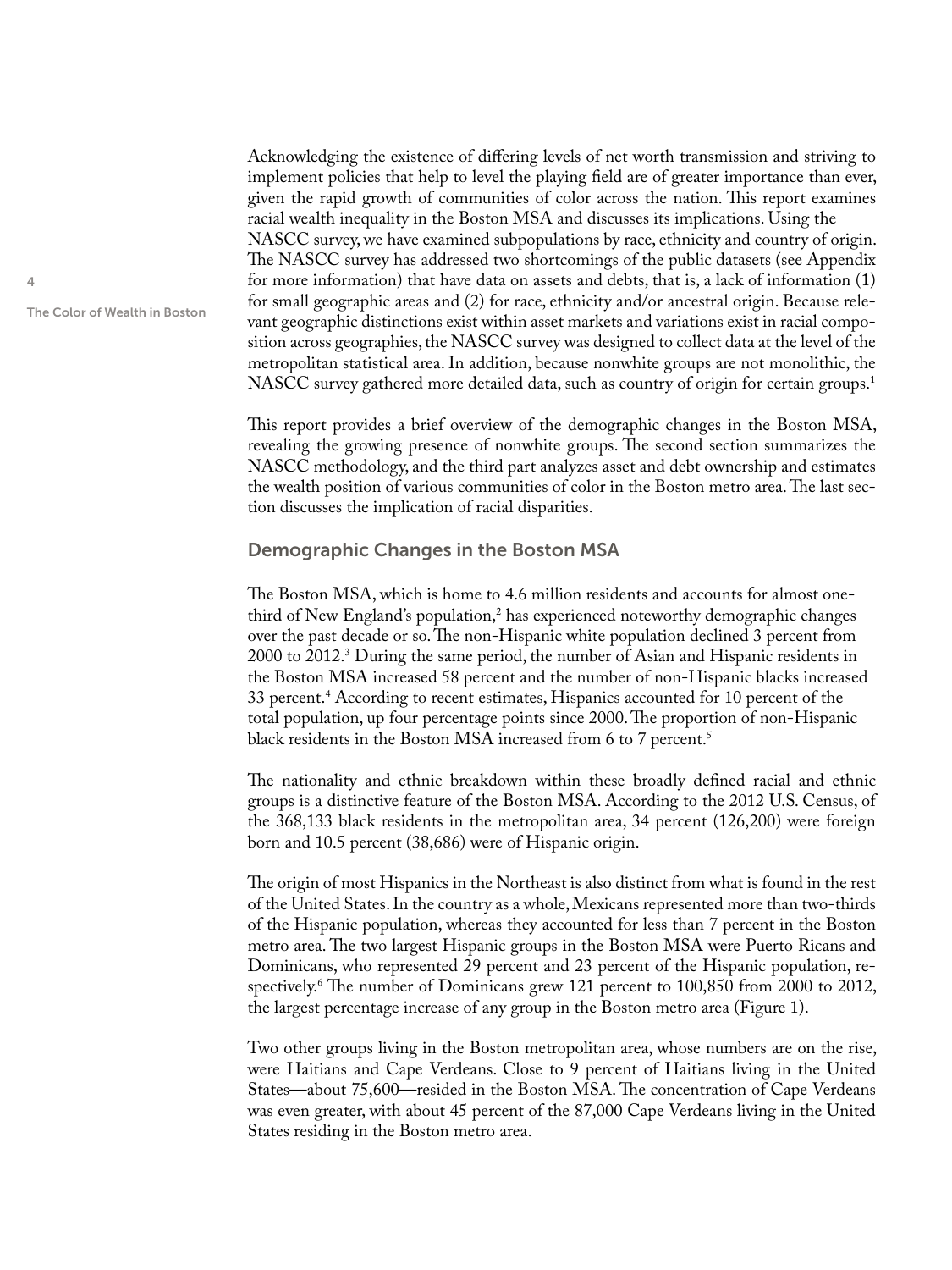Acknowledging the existence of differing levels of net worth transmission and striving to implement policies that help to level the playing field are of greater importance than ever, given the rapid growth of communities of color across the nation. This report examines racial wealth inequality in the Boston MSA and discusses its implications. Using the NASCC survey, we have examined subpopulations by race, ethnicity and country of origin. The NASCC survey has addressed two shortcomings of the public datasets (see Appendix for more information) that have data on assets and debts, that is, a lack of information (1) for small geographic areas and (2) for race, ethnicity and/or ancestral origin. Because relevant geographic distinctions exist within asset markets and variations exist in racial composition across geographies, the NASCC survey was designed to collect data at the level of the metropolitan statistical area. In addition, because nonwhite groups are not monolithic, the NASCC survey gathered more detailed data, such as country of origin for certain groups.[1]

This report provides a brief overview of the demographic changes in the Boston MSA, revealing the growing presence of nonwhite groups. The second section summarizes the NASCC methodology, and the third part analyzes asset and debt ownership and estimates the wealth position of various communities of color in the Boston metro area. The last section discusses the implication of racial disparities.

## Demographic Changes in the Boston MSA

The Boston MSA, which is home to 4.6 million residents and accounts for almost one-third of New England's population,[2] has experienced noteworthy demographic changes over the past decade or so. The non-Hispanic white population declined 3 percent from 2000 to 2012.[3] During the same period, the number of Asian and Hispanic residents in the Boston MSA increased 58 percent and the number of non-Hispanic blacks increased 33 percent.[4] According to recent estimates, Hispanics accounted for 10 percent of the total population, up four percentage points since 2000. The proportion of non-Hispanic black residents in the Boston MSA increased from 6 to 7 percent.[5]

The nationality and ethnic breakdown within these broadly defined racial and ethnic groups is a distinctive feature of the Boston MSA. According to the 2012 U.S. Census, of the 368,133 black residents in the metropolitan area, 34 percent (126,200) were foreign born and 10.5 percent (38,686) were of Hispanic origin.

The origin of most Hispanics in the Northeast is also distinct from what is found in the rest of the United States. In the country as a whole, Mexicans represented more than two-thirds of the Hispanic population, whereas they accounted for less than 7 percent in the Boston metro area. The two largest Hispanic groups in the Boston MSA were Puerto Ricans and Dominicans, who represented 29 percent and 23 percent of the Hispanic population, respectively.[6] The number of Dominicans grew 121 percent to 100,850 from 2000 to 2012, the largest percentage increase of any group in the Boston metro area (Figure 1).

Two other groups living in the Boston metropolitan area, whose numbers are on the rise, were Haitians and Cape Verdeans. Close to 9 percent of Haitians living in the United States—about 75,600—resided in the Boston MSA. The concentration of Cape Verdeans was even greater, with about 45 percent of the 87,000 Cape Verdeans living in the United States residing in the Boston metro area.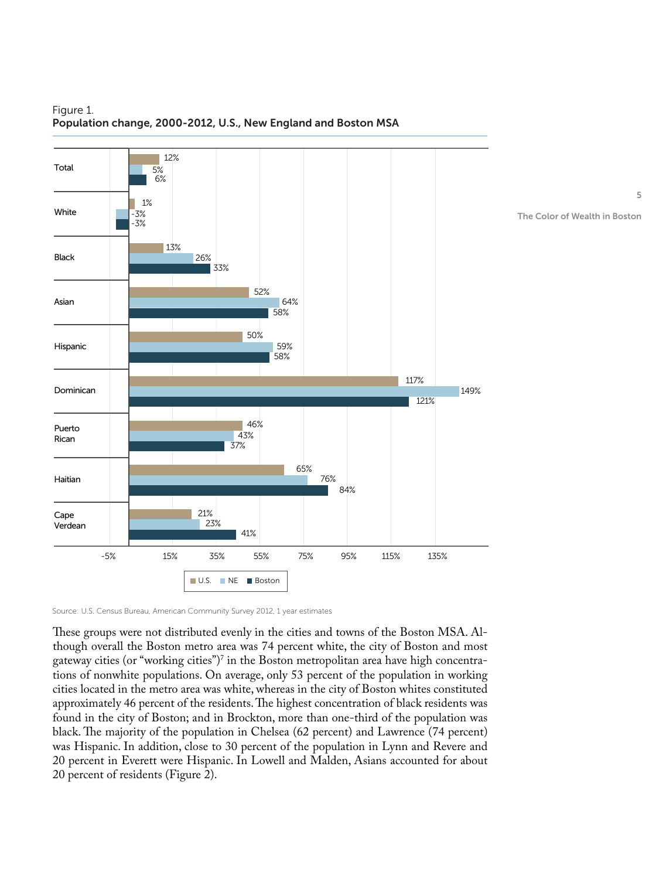Figure 1.
**Population change, 2000-2012, U.S., New England and Boston MSA**

| | U.S. | NE | Boston |
|---|---|---|---|
| Total | 12% | 5% | 6% |
| White | 1% | -3% | -3% |
| Black | 13% | 26% | 33% |
| Asian | 52% | 64% | 58% |
| Hispanic | 50% | 59% | 58% |
| Dominican | 117% | 149% | 121% |
| Puerto Rican | 46% | 43% | 37% |
| Haitian | 65% | 76% | 84% |
| Cape Verdean | 21% | 23% | 41% |

Source: U.S. Census Bureau, American Community Survey 2012, 1 year estimates

These groups were not distributed evenly in the cities and towns of the Boston MSA. Although overall the Boston metro area was 74 percent white, the city of Boston and most gateway cities (or "working cities")[7] in the Boston metropolitan area have high concentrations of nonwhite populations. On average, only 53 percent of the population in working cities located in the metro area was white, whereas in the city of Boston whites constituted approximately 46 percent of the residents. The highest concentration of black residents was found in the city of Boston; and in Brockton, more than one-third of the population was black. The majority of the population in Chelsea (62 percent) and Lawrence (74 percent) was Hispanic. In addition, close to 30 percent of the population in Lynn and Revere and 20 percent in Everett were Hispanic. In Lowell and Malden, Asians accounted for about 20 percent of residents (Figure 2).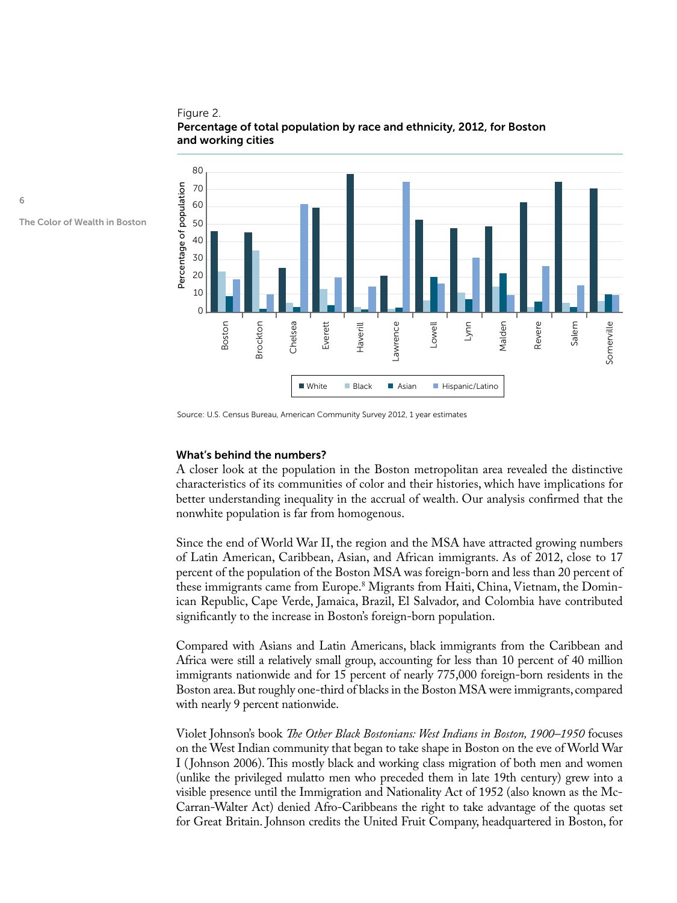Figure 2.

**Percentage of total population by race and ethnicity, 2012, for Boston and working cities**

Source: U.S. Census Bureau, American Community Survey 2012, 1 year estimates

### What's behind the numbers?

A closer look at the population in the Boston metropolitan area revealed the distinctive characteristics of its communities of color and their histories, which have implications for better understanding inequality in the accrual of wealth. Our analysis confirmed that the nonwhite population is far from homogenous.

Since the end of World War II, the region and the MSA have attracted growing numbers of Latin American, Caribbean, Asian, and African immigrants. As of 2012, close to 17 percent of the population of the Boston MSA was foreign-born and less than 20 percent of these immigrants came from Europe.[8] Migrants from Haiti, China, Vietnam, the Dominican Republic, Cape Verde, Jamaica, Brazil, El Salvador, and Colombia have contributed significantly to the increase in Boston's foreign-born population.

Compared with Asians and Latin Americans, black immigrants from the Caribbean and Africa were still a relatively small group, accounting for less than 10 percent of 40 million immigrants nationwide and for 15 percent of nearly 775,000 foreign-born residents in the Boston area. But roughly one-third of blacks in the Boston MSA were immigrants, compared with nearly 9 percent nationwide.

Violet Johnson's book *The Other Black Bostonians: West Indians in Boston, 1900–1950* focuses on the West Indian community that began to take shape in Boston on the eve of World War I (Johnson 2006). This mostly black and working class migration of both men and women (unlike the privileged mulatto men who preceded them in late 19th century) grew into a visible presence until the Immigration and Nationality Act of 1952 (also known as the McCarran-Walter Act) denied Afro-Caribbeans the right to take advantage of the quotas set for Great Britain. Johnson credits the United Fruit Company, headquartered in Boston, for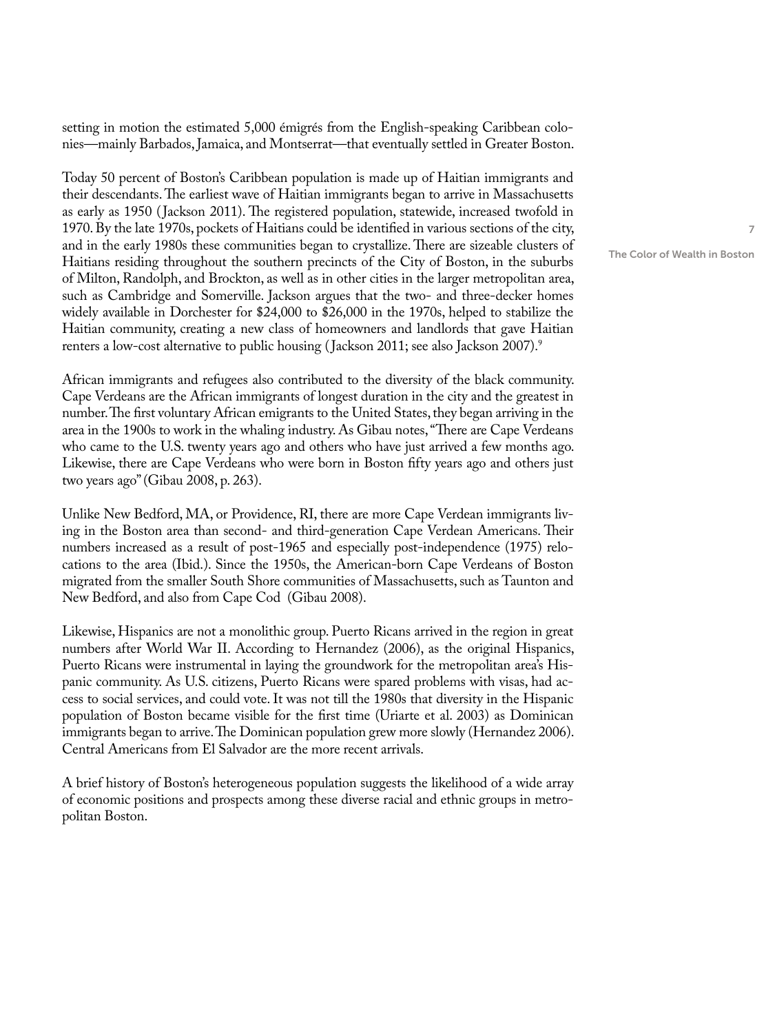setting in motion the estimated 5,000 émigrés from the English-speaking Caribbean colonies—mainly Barbados, Jamaica, and Montserrat—that eventually settled in Greater Boston.

Today 50 percent of Boston's Caribbean population is made up of Haitian immigrants and their descendants. The earliest wave of Haitian immigrants began to arrive in Massachusetts as early as 1950 (Jackson 2011). The registered population, statewide, increased twofold in 1970. By the late 1970s, pockets of Haitians could be identified in various sections of the city, and in the early 1980s these communities began to crystallize. There are sizeable clusters of Haitians residing throughout the southern precincts of the City of Boston, in the suburbs of Milton, Randolph, and Brockton, as well as in other cities in the larger metropolitan area, such as Cambridge and Somerville. Jackson argues that the two- and three-decker homes widely available in Dorchester for $24,000 to $26,000 in the 1970s, helped to stabilize the Haitian community, creating a new class of homeowners and landlords that gave Haitian renters a low-cost alternative to public housing (Jackson 2011; see also Jackson 2007).[9]

African immigrants and refugees also contributed to the diversity of the black community. Cape Verdeans are the African immigrants of longest duration in the city and the greatest in number. The first voluntary African emigrants to the United States, they began arriving in the area in the 1900s to work in the whaling industry. As Gibau notes, "There are Cape Verdeans who came to the U.S. twenty years ago and others who have just arrived a few months ago. Likewise, there are Cape Verdeans who were born in Boston fifty years ago and others just two years ago" (Gibau 2008, p. 263).

Unlike New Bedford, MA, or Providence, RI, there are more Cape Verdean immigrants living in the Boston area than second- and third-generation Cape Verdean Americans. Their numbers increased as a result of post-1965 and especially post-independence (1975) relocations to the area (Ibid.). Since the 1950s, the American-born Cape Verdeans of Boston migrated from the smaller South Shore communities of Massachusetts, such as Taunton and New Bedford, and also from Cape Cod (Gibau 2008).

Likewise, Hispanics are not a monolithic group. Puerto Ricans arrived in the region in great numbers after World War II. According to Hernandez (2006), as the original Hispanics, Puerto Ricans were instrumental in laying the groundwork for the metropolitan area's Hispanic community. As U.S. citizens, Puerto Ricans were spared problems with visas, had access to social services, and could vote. It was not till the 1980s that diversity in the Hispanic population of Boston became visible for the first time (Uriarte et al. 2003) as Dominican immigrants began to arrive. The Dominican population grew more slowly (Hernandez 2006). Central Americans from El Salvador are the more recent arrivals.

A brief history of Boston's heterogeneous population suggests the likelihood of a wide array of economic positions and prospects among these diverse racial and ethnic groups in metropolitan Boston.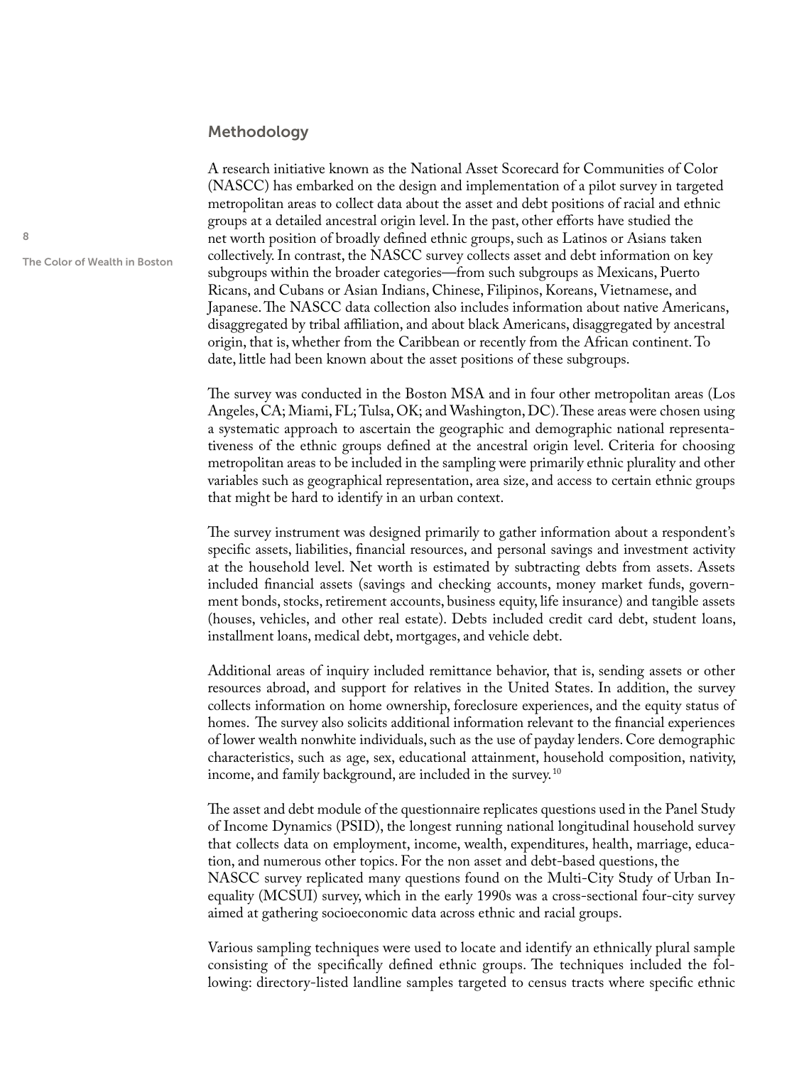## Methodology

A research initiative known as the National Asset Scorecard for Communities of Color (NASCC) has embarked on the design and implementation of a pilot survey in targeted metropolitan areas to collect data about the asset and debt positions of racial and ethnic groups at a detailed ancestral origin level. In the past, other efforts have studied the net worth position of broadly defined ethnic groups, such as Latinos or Asians taken collectively. In contrast, the NASCC survey collects asset and debt information on key subgroups within the broader categories—from such subgroups as Mexicans, Puerto Ricans, and Cubans or Asian Indians, Chinese, Filipinos, Koreans, Vietnamese, and Japanese. The NASCC data collection also includes information about native Americans, disaggregated by tribal affiliation, and about black Americans, disaggregated by ancestral origin, that is, whether from the Caribbean or recently from the African continent. To date, little had been known about the asset positions of these subgroups.

The survey was conducted in the Boston MSA and in four other metropolitan areas (Los Angeles, CA; Miami, FL; Tulsa, OK; and Washington, DC). These areas were chosen using a systematic approach to ascertain the geographic and demographic national representativeness of the ethnic groups defined at the ancestral origin level. Criteria for choosing metropolitan areas to be included in the sampling were primarily ethnic plurality and other variables such as geographical representation, area size, and access to certain ethnic groups that might be hard to identify in an urban context.

The survey instrument was designed primarily to gather information about a respondent's specific assets, liabilities, financial resources, and personal savings and investment activity at the household level. Net worth is estimated by subtracting debts from assets. Assets included financial assets (savings and checking accounts, money market funds, government bonds, stocks, retirement accounts, business equity, life insurance) and tangible assets (houses, vehicles, and other real estate). Debts included credit card debt, student loans, installment loans, medical debt, mortgages, and vehicle debt.

Additional areas of inquiry included remittance behavior, that is, sending assets or other resources abroad, and support for relatives in the United States. In addition, the survey collects information on home ownership, foreclosure experiences, and the equity status of homes. The survey also solicits additional information relevant to the financial experiences of lower wealth nonwhite individuals, such as the use of payday lenders. Core demographic characteristics, such as age, sex, educational attainment, household composition, nativity, income, and family background, are included in the survey.[10]

The asset and debt module of the questionnaire replicates questions used in the Panel Study of Income Dynamics (PSID), the longest running national longitudinal household survey that collects data on employment, income, wealth, expenditures, health, marriage, education, and numerous other topics. For the non asset and debt-based questions, the NASCC survey replicated many questions found on the Multi-City Study of Urban Inequality (MCSUI) survey, which in the early 1990s was a cross-sectional four-city survey aimed at gathering socioeconomic data across ethnic and racial groups.

Various sampling techniques were used to locate and identify an ethnically plural sample consisting of the specifically defined ethnic groups. The techniques included the following: directory-listed landline samples targeted to census tracts where specific ethnic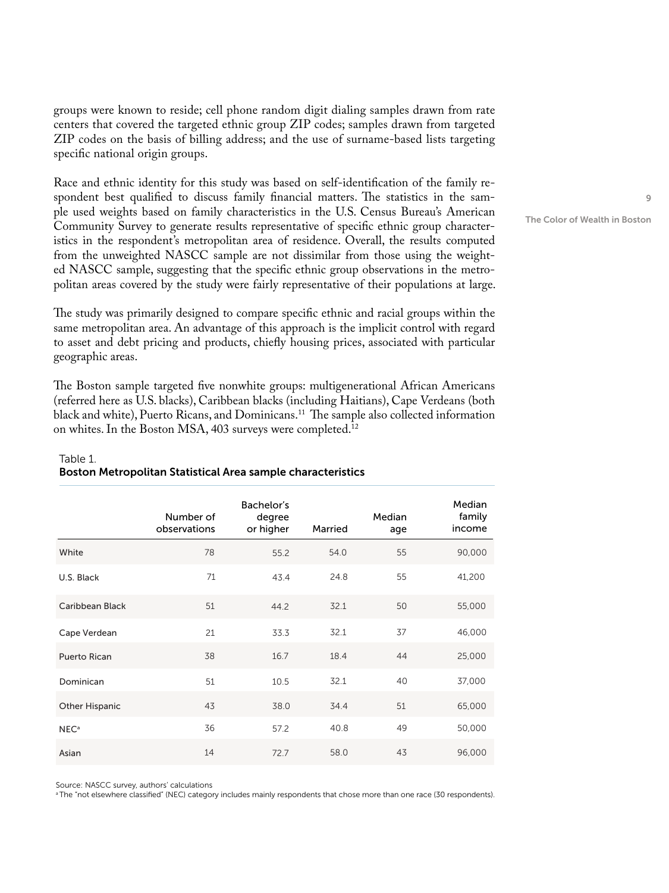groups were known to reside; cell phone random digit dialing samples drawn from rate centers that covered the targeted ethnic group ZIP codes; samples drawn from targeted ZIP codes on the basis of billing address; and the use of surname-based lists targeting specific national origin groups.

Race and ethnic identity for this study was based on self-identification of the family respondent best qualified to discuss family financial matters. The statistics in the sample used weights based on family characteristics in the U.S. Census Bureau's American Community Survey to generate results representative of specific ethnic group characteristics in the respondent's metropolitan area of residence. Overall, the results computed from the unweighted NASCC sample are not dissimilar from those using the weighted NASCC sample, suggesting that the specific ethnic group observations in the metropolitan areas covered by the study were fairly representative of their populations at large.

The study was primarily designed to compare specific ethnic and racial groups within the same metropolitan area. An advantage of this approach is the implicit control with regard to asset and debt pricing and products, chiefly housing prices, associated with particular geographic areas.

The Boston sample targeted five nonwhite groups: multigenerational African Americans (referred here as U.S. blacks), Caribbean blacks (including Haitians), Cape Verdeans (both black and white), Puerto Ricans, and Dominicans.[11] The sample also collected information on whites. In the Boston MSA, 403 surveys were completed.[12]

Table 1.
**Boston Metropolitan Statistical Area sample characteristics**

| | Number of observations | Bachelor's degree or higher | Married | Median age | Median family income |
|---|---|---|---|---|---|
| White | 78 | 55.2 | 54.0 | 55 | 90,000 |
| U.S. Black | 71 | 43.4 | 24.8 | 55 | 41,200 |
| Caribbean Black | 51 | 44.2 | 32.1 | 50 | 55,000 |
| Cape Verdean | 21 | 33.3 | 32.1 | 37 | 46,000 |
| Puerto Rican | 38 | 16.7 | 18.4 | 44 | 25,000 |
| Dominican | 51 | 10.5 | 32.1 | 40 | 37,000 |
| Other Hispanic | 43 | 38.0 | 34.4 | 51 | 65,000 |
| NEC[a] | 36 | 57.2 | 40.8 | 49 | 50,000 |
| Asian | 14 | 72.7 | 58.0 | 43 | 96,000 |

Source: NASCC survey, authors' calculations

[a] The "not elsewhere classified" (NEC) category includes mainly respondents that chose more than one race (30 respondents).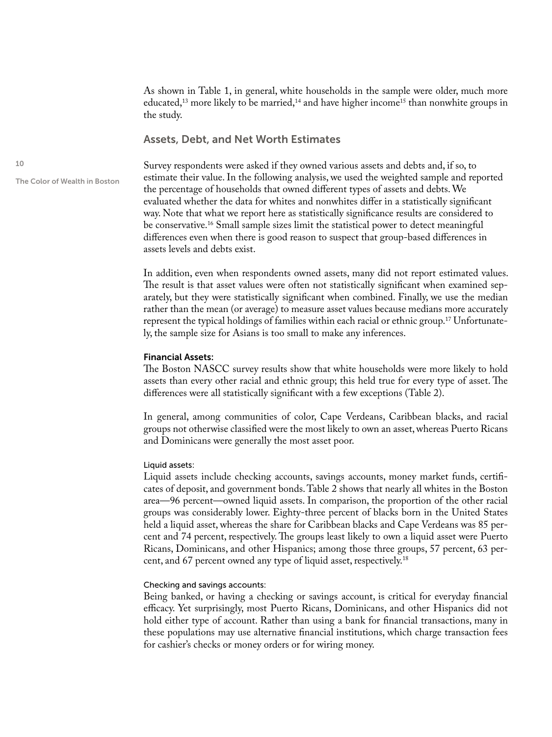As shown in Table 1, in general, white households in the sample were older, much more educated,[13] more likely to be married,[14] and have higher income[15] than nonwhite groups in the study.

## Assets, Debt, and Net Worth Estimates

Survey respondents were asked if they owned various assets and debts and, if so, to estimate their value. In the following analysis, we used the weighted sample and reported the percentage of households that owned different types of assets and debts. We evaluated whether the data for whites and nonwhites differ in a statistically significant way. Note that what we report here as statistically significance results are considered to be conservative.[16] Small sample sizes limit the statistical power to detect meaningful differences even when there is good reason to suspect that group-based differences in assets levels and debts exist.

In addition, even when respondents owned assets, many did not report estimated values. The result is that asset values were often not statistically significant when examined separately, but they were statistically significant when combined. Finally, we use the median rather than the mean (or average) to measure asset values because medians more accurately represent the typical holdings of families within each racial or ethnic group.[17] Unfortunately, the sample size for Asians is too small to make any inferences.

### Financial Assets:

The Boston NASCC survey results show that white households were more likely to hold assets than every other racial and ethnic group; this held true for every type of asset. The differences were all statistically significant with a few exceptions (Table 2).

In general, among communities of color, Cape Verdeans, Caribbean blacks, and racial groups not otherwise classified were the most likely to own an asset, whereas Puerto Ricans and Dominicans were generally the most asset poor.

#### Liquid assets:

Liquid assets include checking accounts, savings accounts, money market funds, certificates of deposit, and government bonds. Table 2 shows that nearly all whites in the Boston area—96 percent—owned liquid assets. In comparison, the proportion of the other racial groups was considerably lower. Eighty-three percent of blacks born in the United States held a liquid asset, whereas the share for Caribbean blacks and Cape Verdeans was 85 percent and 74 percent, respectively. The groups least likely to own a liquid asset were Puerto Ricans, Dominicans, and other Hispanics; among those three groups, 57 percent, 63 percent, and 67 percent owned any type of liquid asset, respectively.[18]

#### Checking and savings accounts:

Being banked, or having a checking or savings account, is critical for everyday financial efficacy. Yet surprisingly, most Puerto Ricans, Dominicans, and other Hispanics did not hold either type of account. Rather than using a bank for financial transactions, many in these populations may use alternative financial institutions, which charge transaction fees for cashier's checks or money orders or for wiring money.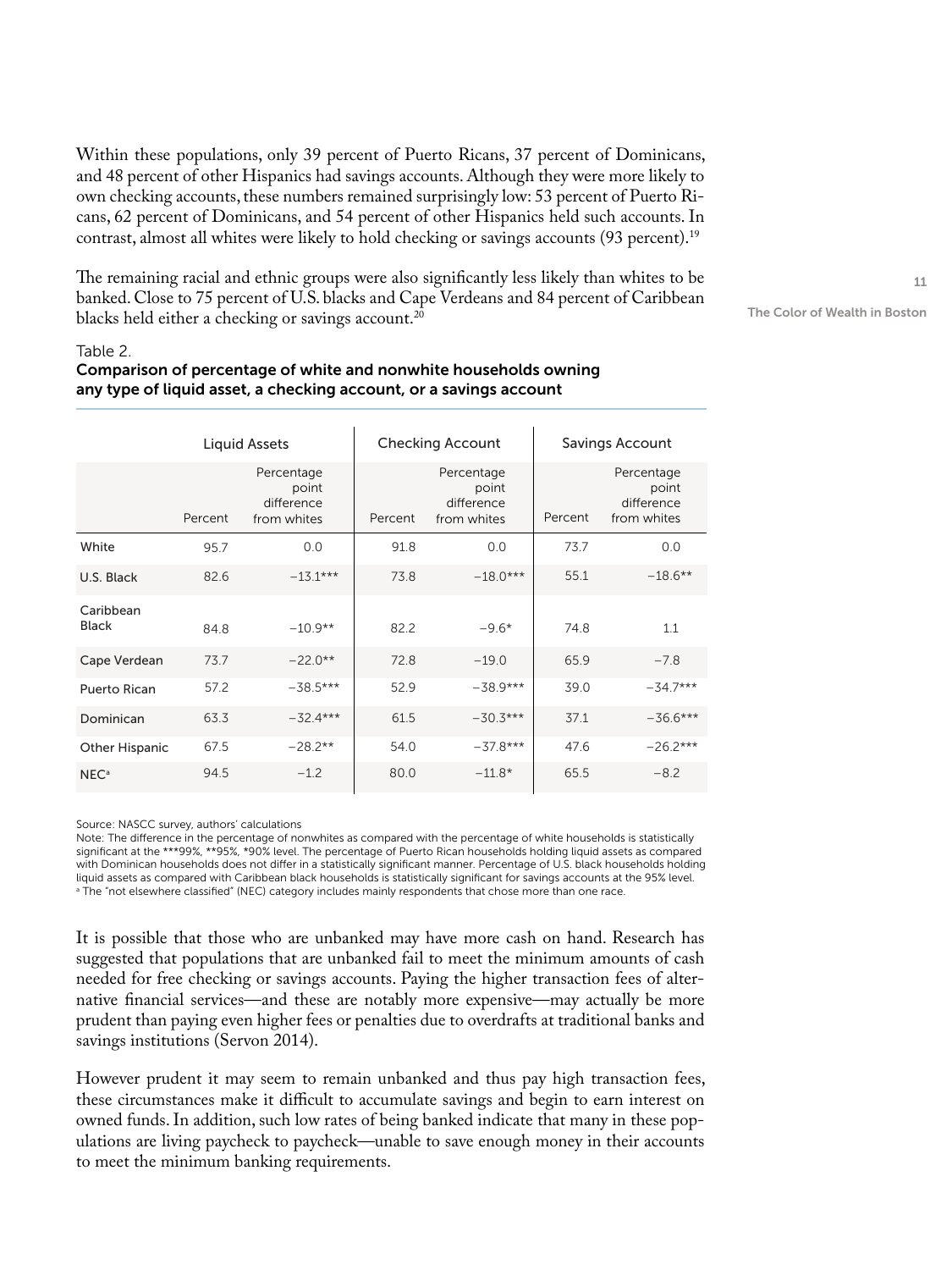Within these populations, only 39 percent of Puerto Ricans, 37 percent of Dominicans, and 48 percent of other Hispanics had savings accounts. Although they were more likely to own checking accounts, these numbers remained surprisingly low: 53 percent of Puerto Ricans, 62 percent of Dominicans, and 54 percent of other Hispanics held such accounts. In contrast, almost all whites were likely to hold checking or savings accounts (93 percent).[19]

The remaining racial and ethnic groups were also significantly less likely than whites to be banked. Close to 75 percent of U.S. blacks and Cape Verdeans and 84 percent of Caribbean blacks held either a checking or savings account.[20]

Table 2.
**Comparison of percentage of white and nonwhite households owning any type of liquid asset, a checking account, or a savings account**

| | Liquid Assets | | Checking Account | | Savings Account | |
|---|---|---|---|---|---|---|
| | Percent | Percentage point difference from whites | Percent | Percentage point difference from whites | Percent | Percentage point difference from whites |
| White | 95.7 | 0.0 | 91.8 | 0.0 | 73.7 | 0.0 |
| U.S. Black | 82.6 | −13.1*** | 73.8 | −18.0*** | 55.1 | −18.6** |
| Caribbean Black | 84.8 | −10.9** | 82.2 | −9.6* | 74.8 | 1.1 |
| Cape Verdean | 73.7 | −22.0** | 72.8 | −19.0 | 65.9 | −7.8 |
| Puerto Rican | 57.2 | −38.5*** | 52.9 | −38.9*** | 39.0 | −34.7*** |
| Dominican | 63.3 | −32.4*** | 61.5 | −30.3*** | 37.1 | −36.6*** |
| Other Hispanic | 67.5 | −28.2** | 54.0 | −37.8*** | 47.6 | −26.2*** |
| NEC[a] | 94.5 | −1.2 | 80.0 | −11.8* | 65.5 | −8.2 |

Source: NASCC survey, authors' calculations

Note: The difference in the percentage of nonwhites as compared with the percentage of white households is statistically significant at the ***99%, **95%, *90% level. The percentage of Puerto Rican households holding liquid assets as compared with Dominican households does not differ in a statistically significant manner. Percentage of U.S. black households holding liquid assets as compared with Caribbean black households is statistically significant for savings accounts at the 95% level.

[a] The "not elsewhere classified" (NEC) category includes mainly respondents that chose more than one race.

It is possible that those who are unbanked may have more cash on hand. Research has suggested that populations that are unbanked fail to meet the minimum amounts of cash needed for free checking or savings accounts. Paying the higher transaction fees of alternative financial services—and these are notably more expensive—may actually be more prudent than paying even higher fees or penalties due to overdrafts at traditional banks and savings institutions (Servon 2014).

However prudent it may seem to remain unbanked and thus pay high transaction fees, these circumstances make it difficult to accumulate savings and begin to earn interest on owned funds. In addition, such low rates of being banked indicate that many in these populations are living paycheck to paycheck—unable to save enough money in their accounts to meet the minimum banking requirements.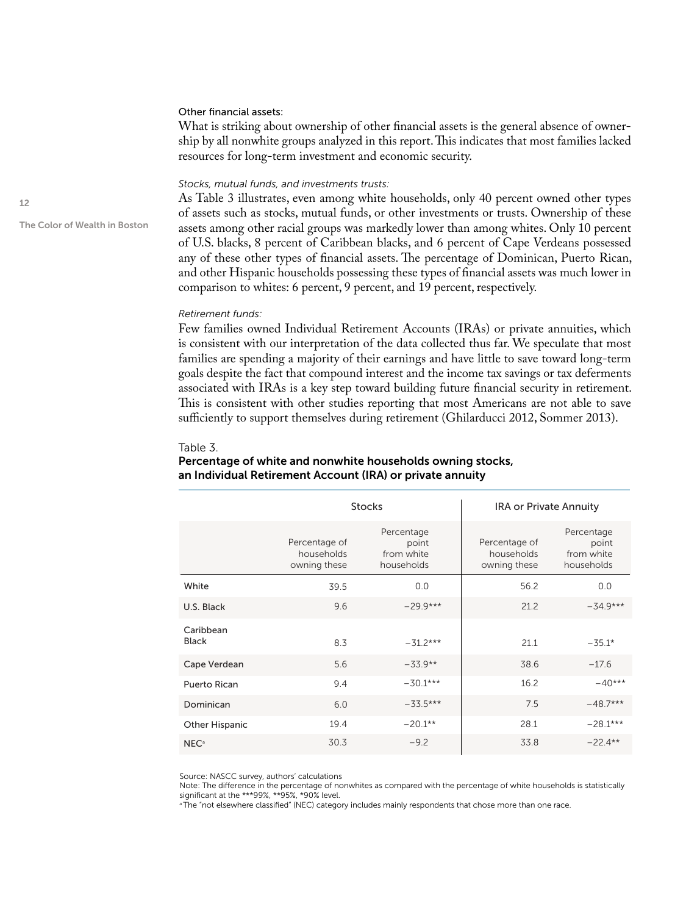Other financial assets:

What is striking about ownership of other financial assets is the general absence of ownership by all nonwhite groups analyzed in this report. This indicates that most families lacked resources for long-term investment and economic security.

*Stocks, mutual funds, and investments trusts:*

As Table 3 illustrates, even among white households, only 40 percent owned other types of assets such as stocks, mutual funds, or other investments or trusts. Ownership of these assets among other racial groups was markedly lower than among whites. Only 10 percent of U.S. blacks, 8 percent of Caribbean blacks, and 6 percent of Cape Verdeans possessed any of these other types of financial assets. The percentage of Dominican, Puerto Rican, and other Hispanic households possessing these types of financial assets was much lower in comparison to whites: 6 percent, 9 percent, and 19 percent, respectively.

*Retirement funds:*

Few families owned Individual Retirement Accounts (IRAs) or private annuities, which is consistent with our interpretation of the data collected thus far. We speculate that most families are spending a majority of their earnings and have little to save toward long-term goals despite the fact that compound interest and the income tax savings or tax deferments associated with IRAs is a key step toward building future financial security in retirement. This is consistent with other studies reporting that most Americans are not able to save sufficiently to support themselves during retirement (Ghilarducci 2012, Sommer 2013).

Table 3.

**Percentage of white and nonwhite households owning stocks, an Individual Retirement Account (IRA) or private annuity**

| | Stocks | | IRA or Private Annuity | |
|---|---|---|---|---|
| | Percentage of households owning these | Percentage point from white households | Percentage of households owning these | Percentage point from white households |
| White | 39.5 | 0.0 | 56.2 | 0.0 |
| U.S. Black | 9.6 | −29.9*** | 21.2 | −34.9*** |
| Caribbean Black | 8.3 | −31.2*** | 21.1 | −35.1* |
| Cape Verdean | 5.6 | −33.9** | 38.6 | −17.6 |
| Puerto Rican | 9.4 | −30.1*** | 16.2 | −40*** |
| Dominican | 6.0 | −33.5*** | 7.5 | −48.7*** |
| Other Hispanic | 19.4 | −20.1** | 28.1 | −28.1*** |
| NEC[a] | 30.3 | −9.2 | 33.8 | −22.4** |

Source: NASCC survey, authors' calculations

Note: The difference in the percentage of nonwhites as compared with the percentage of white households is statistically significant at the ***99%, **95%, *90% level.

[a] The "not elsewhere classified" (NEC) category includes mainly respondents that chose more than one race.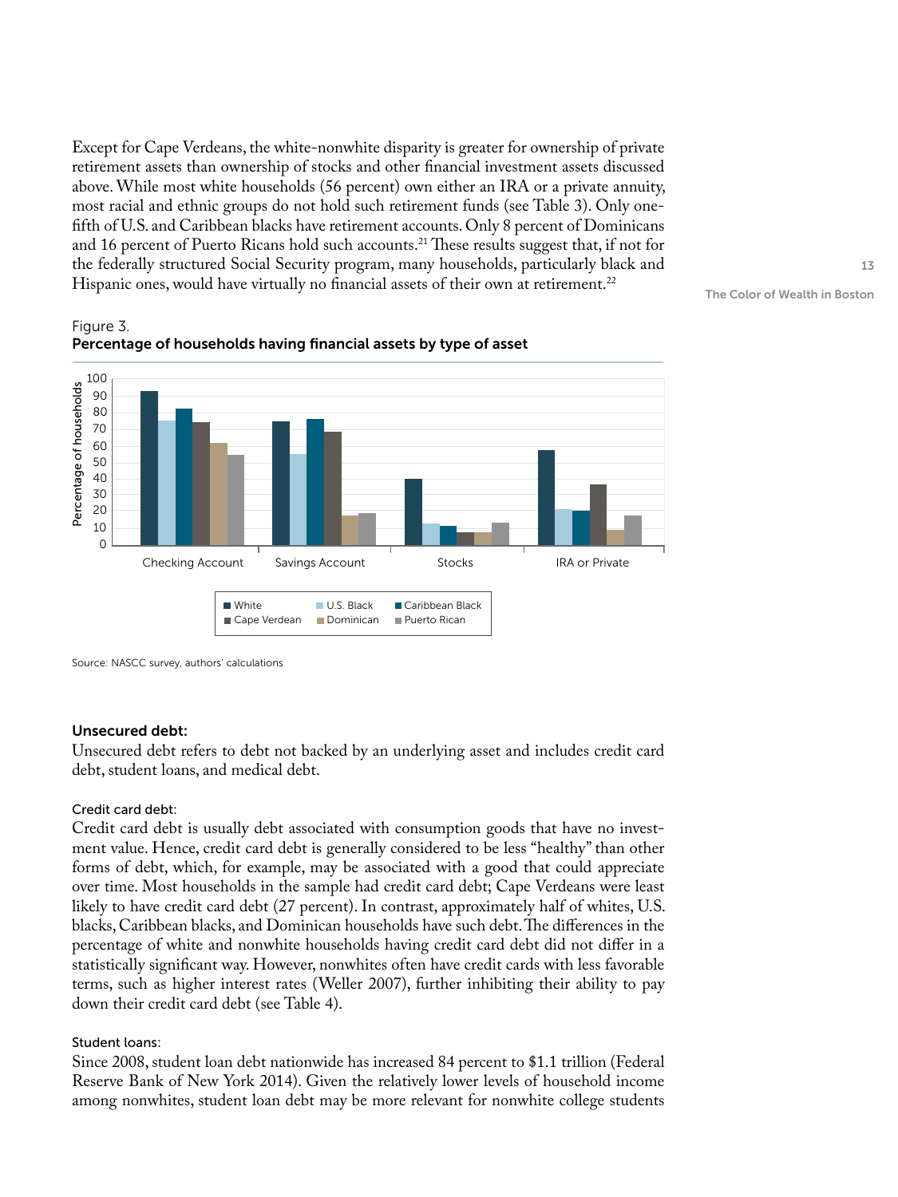Except for Cape Verdeans, the white-nonwhite disparity is greater for ownership of private retirement assets than ownership of stocks and other financial investment assets discussed above. While most white households (56 percent) own either an IRA or a private annuity, most racial and ethnic groups do not hold such retirement funds (see Table 3). Only one-fifth of U.S. and Caribbean blacks have retirement accounts. Only 8 percent of Dominicans and 16 percent of Puerto Ricans hold such accounts.[21] These results suggest that, if not for the federally structured Social Security program, many households, particularly black and Hispanic ones, would have virtually no financial assets of their own at retirement.[22]

Figure 3.
**Percentage of households having financial assets by type of asset**

Source: NASCC survey, authors' calculations

### Unsecured debt:

Unsecured debt refers to debt not backed by an underlying asset and includes credit card debt, student loans, and medical debt.

#### Credit card debt:

Credit card debt is usually debt associated with consumption goods that have no investment value. Hence, credit card debt is generally considered to be less "healthy" than other forms of debt, which, for example, may be associated with a good that could appreciate over time. Most households in the sample had credit card debt; Cape Verdeans were least likely to have credit card debt (27 percent). In contrast, approximately half of whites, U.S. blacks, Caribbean blacks, and Dominican households have such debt. The differences in the percentage of white and nonwhite households having credit card debt did not differ in a statistically significant way. However, nonwhites often have credit cards with less favorable terms, such as higher interest rates (Weller 2007), further inhibiting their ability to pay down their credit card debt (see Table 4).

#### Student loans:

Since 2008, student loan debt nationwide has increased 84 percent to $1.1 trillion (Federal Reserve Bank of New York 2014). Given the relatively lower levels of household income among nonwhites, student loan debt may be more relevant for nonwhite college students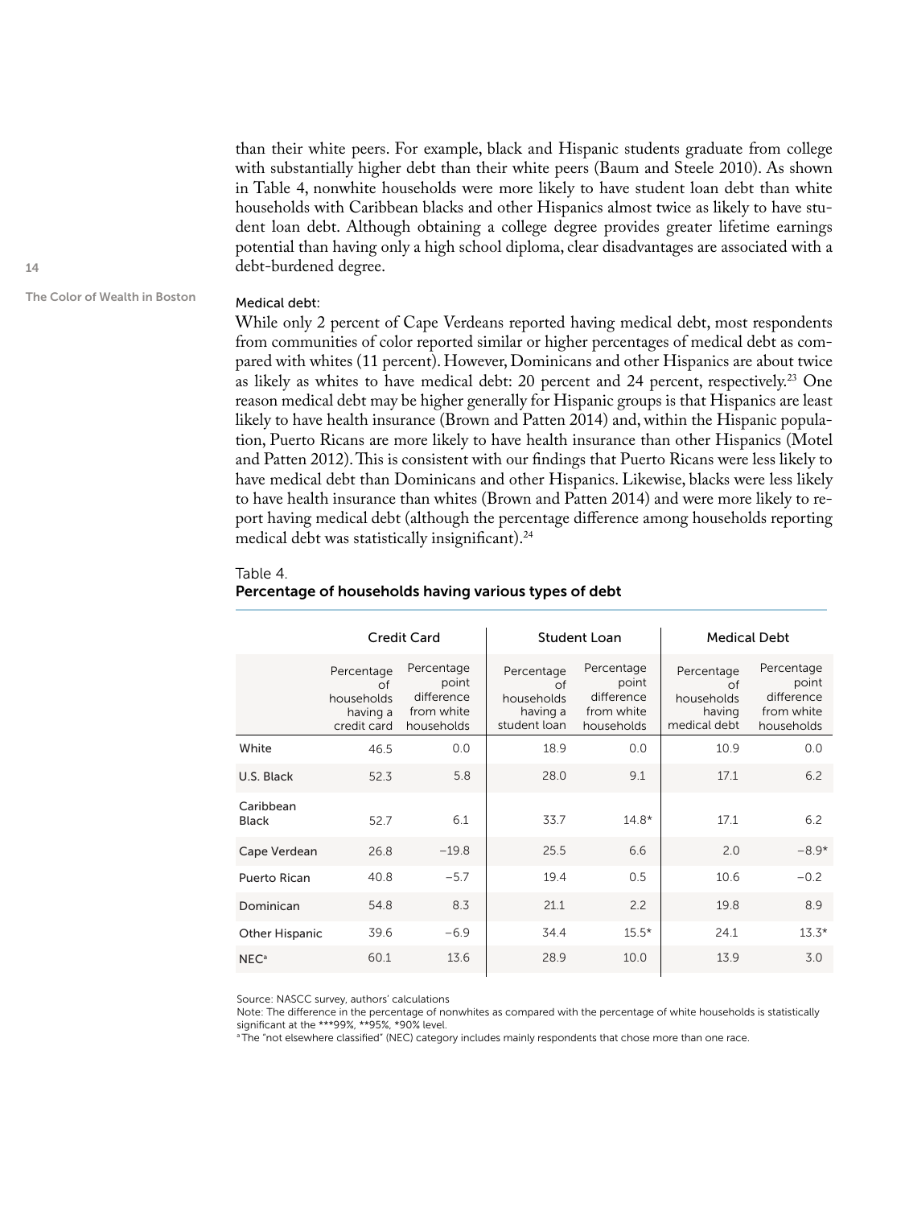than their white peers. For example, black and Hispanic students graduate from college with substantially higher debt than their white peers (Baum and Steele 2010). As shown in Table 4, nonwhite households were more likely to have student loan debt than white households with Caribbean blacks and other Hispanics almost twice as likely to have student loan debt. Although obtaining a college degree provides greater lifetime earnings potential than having only a high school diploma, clear disadvantages are associated with a debt-burdened degree.

Medical debt:

While only 2 percent of Cape Verdeans reported having medical debt, most respondents from communities of color reported similar or higher percentages of medical debt as compared with whites (11 percent). However, Dominicans and other Hispanics are about twice as likely as whites to have medical debt: 20 percent and 24 percent, respectively.[23] One reason medical debt may be higher generally for Hispanic groups is that Hispanics are least likely to have health insurance (Brown and Patten 2014) and, within the Hispanic population, Puerto Ricans are more likely to have health insurance than other Hispanics (Motel and Patten 2012). This is consistent with our findings that Puerto Ricans were less likely to have medical debt than Dominicans and other Hispanics. Likewise, blacks were less likely to have health insurance than whites (Brown and Patten 2014) and were more likely to report having medical debt (although the percentage difference among households reporting medical debt was statistically insignificant).[24]

Table 4.
**Percentage of households having various types of debt**

| | Credit Card | | Student Loan | | Medical Debt | |
|---|---|---|---|---|---|---|
| | Percentage of households having a credit card | Percentage point difference from white households | Percentage of households having a student loan | Percentage point difference from white households | Percentage of households having medical debt | Percentage point difference from white households |
| White | 46.5 | 0.0 | 18.9 | 0.0 | 10.9 | 0.0 |
| U.S. Black | 52.3 | 5.8 | 28.0 | 9.1 | 17.1 | 6.2 |
| Caribbean Black | 52.7 | 6.1 | 33.7 | 14.8* | 17.1 | 6.2 |
| Cape Verdean | 26.8 | −19.8 | 25.5 | 6.6 | 2.0 | −8.9* |
| Puerto Rican | 40.8 | −5.7 | 19.4 | 0.5 | 10.6 | −0.2 |
| Dominican | 54.8 | 8.3 | 21.1 | 2.2 | 19.8 | 8.9 |
| Other Hispanic | 39.6 | −6.9 | 34.4 | 15.5* | 24.1 | 13.3* |
| NEC[a] | 60.1 | 13.6 | 28.9 | 10.0 | 13.9 | 3.0 |

Source: NASCC survey, authors' calculations

Note: The difference in the percentage of nonwhites as compared with the percentage of white households is statistically significant at the ***99%, **95%, *90% level.

[a] The "not elsewhere classified" (NEC) category includes mainly respondents that chose more than one race.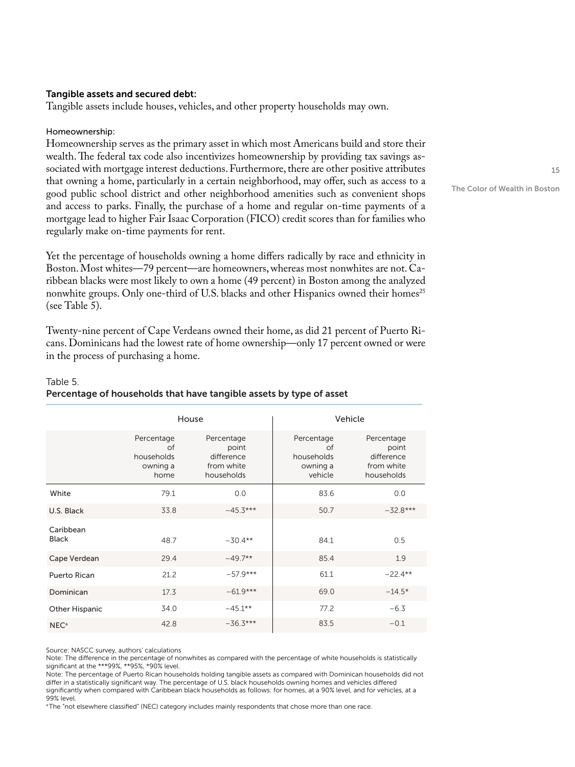### Tangible assets and secured debt:

Tangible assets include houses, vehicles, and other property households may own.

#### Homeownership:

Homeownership serves as the primary asset in which most Americans build and store their wealth. The federal tax code also incentivizes homeownership by providing tax savings associated with mortgage interest deductions. Furthermore, there are other positive attributes that owning a home, particularly in a certain neighborhood, may offer, such as access to a good public school district and other neighborhood amenities such as convenient shops and access to parks. Finally, the purchase of a home and regular on-time payments of a mortgage lead to higher Fair Isaac Corporation (FICO) credit scores than for families who regularly make on-time payments for rent.

Yet the percentage of households owning a home differs radically by race and ethnicity in Boston. Most whites—79 percent—are homeowners, whereas most nonwhites are not. Caribbean blacks were most likely to own a home (49 percent) in Boston among the analyzed nonwhite groups. Only one-third of U.S. blacks and other Hispanics owned their homes[25] (see Table 5).

Twenty-nine percent of Cape Verdeans owned their home, as did 21 percent of Puerto Ricans. Dominicans had the lowest rate of home ownership—only 17 percent owned or were in the process of purchasing a home.

Table 5.

**Percentage of households that have tangible assets by type of asset**

| | House | | Vehicle | |
|---|---|---|---|---|
| | Percentage of households owning a home | Percentage point difference from white households | Percentage of households owning a vehicle | Percentage point difference from white households |
| White | 79.1 | 0.0 | 83.6 | 0.0 |
| U.S. Black | 33.8 | −45.3*** | 50.7 | −32.8*** |
| Caribbean Black | 48.7 | −30.4** | 84.1 | 0.5 |
| Cape Verdean | 29.4 | −49.7** | 85.4 | 1.9 |
| Puerto Rican | 21.2 | −57.9*** | 61.1 | −22.4** |
| Dominican | 17.3 | −61.9*** | 69.0 | −14.5* |
| Other Hispanic | 34.0 | −45.1** | 77.2 | −6.3 |
| NEC[a] | 42.8 | −36.3*** | 83.5 | −0.1 |

Source: NASCC survey, authors' calculations

Note: The difference in the percentage of nonwhites as compared with the percentage of white households is statistically significant at the ***99%, **95%, *90% level.

Note: The percentage of Puerto Rican households holding tangible assets as compared with Dominican households did not differ in a statistically significant way. The percentage of U.S. black households owning homes and vehicles differed significantly when compared with Caribbean black households as follows: for homes, at a 90% level, and for vehicles, at a 99% level.

[a] The "not elsewhere classified" (NEC) category includes mainly respondents that chose more than one race.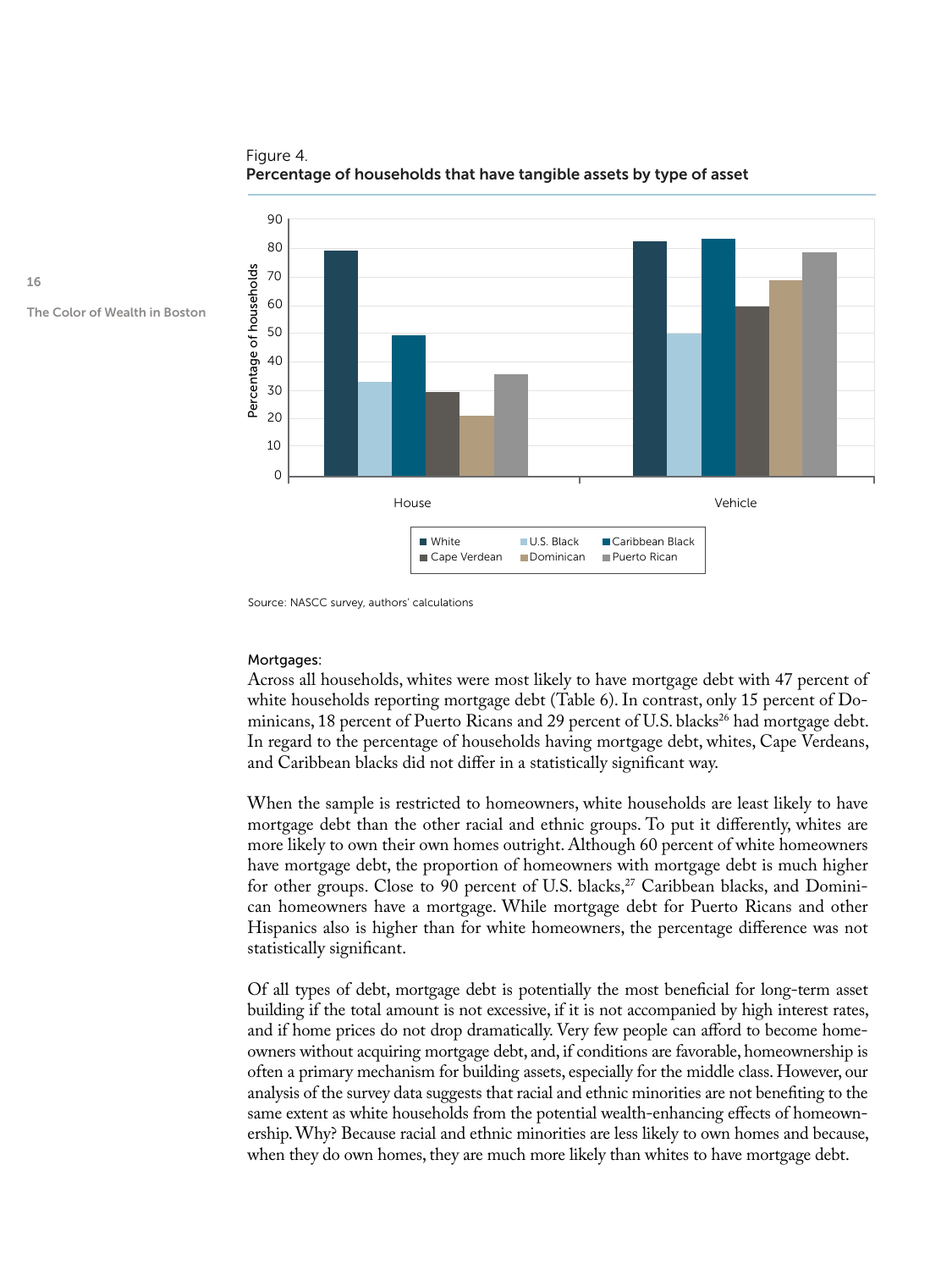Figure 4.
**Percentage of households that have tangible assets by type of asset**

Source: NASCC survey, authors' calculations

Mortgages:

Across all households, whites were most likely to have mortgage debt with 47 percent of white households reporting mortgage debt (Table 6). In contrast, only 15 percent of Dominicans, 18 percent of Puerto Ricans and 29 percent of U.S. blacks[26] had mortgage debt. In regard to the percentage of households having mortgage debt, whites, Cape Verdeans, and Caribbean blacks did not differ in a statistically significant way.

When the sample is restricted to homeowners, white households are least likely to have mortgage debt than the other racial and ethnic groups. To put it differently, whites are more likely to own their own homes outright. Although 60 percent of white homeowners have mortgage debt, the proportion of homeowners with mortgage debt is much higher for other groups. Close to 90 percent of U.S. blacks,[27] Caribbean blacks, and Dominican homeowners have a mortgage. While mortgage debt for Puerto Ricans and other Hispanics also is higher than for white homeowners, the percentage difference was not statistically significant.

Of all types of debt, mortgage debt is potentially the most beneficial for long-term asset building if the total amount is not excessive, if it is not accompanied by high interest rates, and if home prices do not drop dramatically. Very few people can afford to become homeowners without acquiring mortgage debt, and, if conditions are favorable, homeownership is often a primary mechanism for building assets, especially for the middle class. However, our analysis of the survey data suggests that racial and ethnic minorities are not benefiting to the same extent as white households from the potential wealth-enhancing effects of homeownership. Why? Because racial and ethnic minorities are less likely to own homes and because, when they do own homes, they are much more likely than whites to have mortgage debt.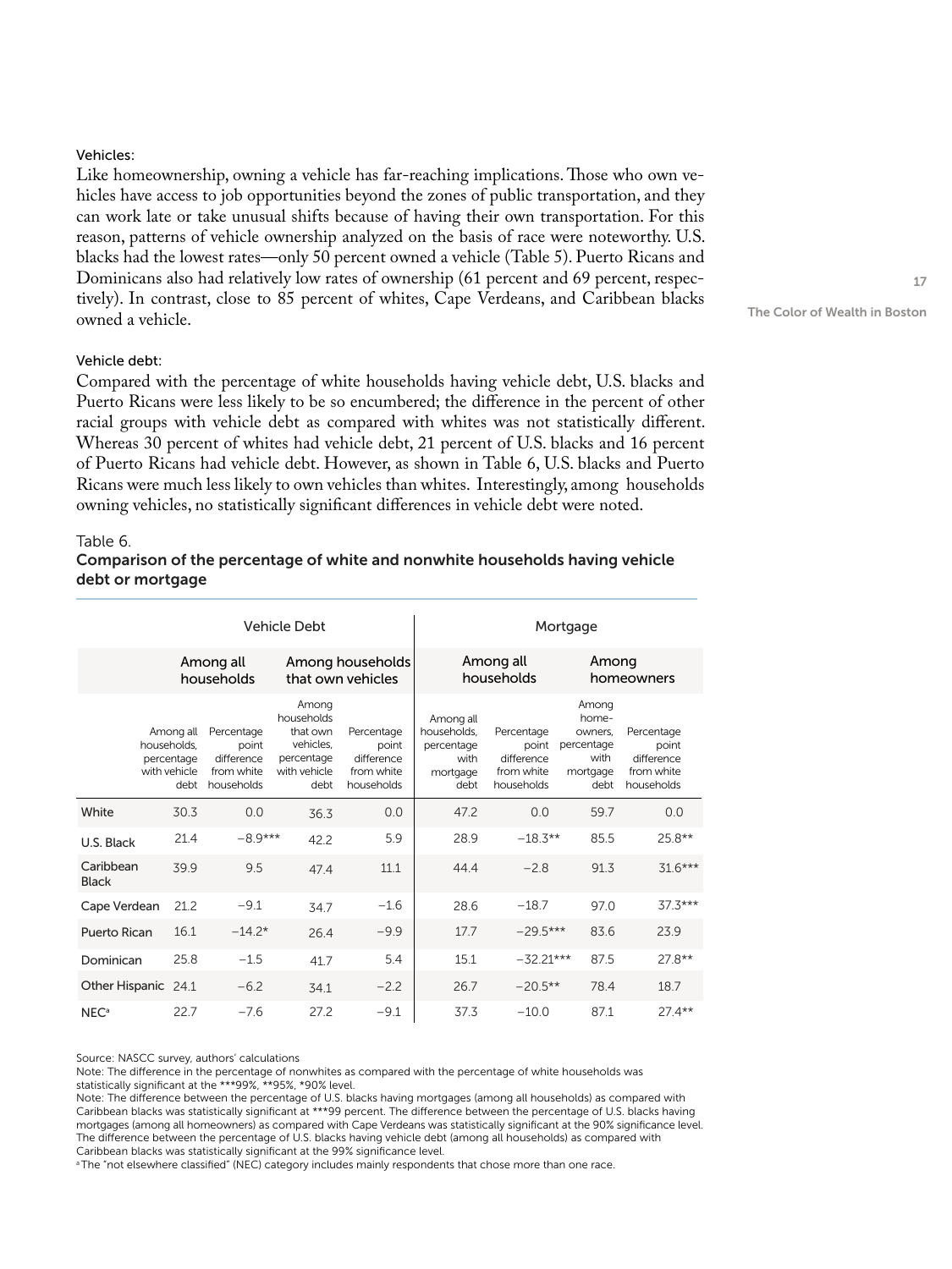Vehicles:

Like homeownership, owning a vehicle has far-reaching implications. Those who own vehicles have access to job opportunities beyond the zones of public transportation, and they can work late or take unusual shifts because of having their own transportation. For this reason, patterns of vehicle ownership analyzed on the basis of race were noteworthy. U.S. blacks had the lowest rates—only 50 percent owned a vehicle (Table 5). Puerto Ricans and Dominicans also had relatively low rates of ownership (61 percent and 69 percent, respectively). In contrast, close to 85 percent of whites, Cape Verdeans, and Caribbean blacks owned a vehicle.

Vehicle debt:

Compared with the percentage of white households having vehicle debt, U.S. blacks and Puerto Ricans were less likely to be so encumbered; the difference in the percent of other racial groups with vehicle debt as compared with whites was not statistically different. Whereas 30 percent of whites had vehicle debt, 21 percent of U.S. blacks and 16 percent of Puerto Ricans had vehicle debt. However, as shown in Table 6, U.S. blacks and Puerto Ricans were much less likely to own vehicles than whites. Interestingly, among households owning vehicles, no statistically significant differences in vehicle debt were noted.

Table 6.

**Comparison of the percentage of white and nonwhite households having vehicle debt or mortgage**

| | Vehicle Debt | | | | Mortgage | | | |
|---|---|---|---|---|---|---|---|---|
| | Among all households | | Among households that own vehicles | | Among all households | | Among homeowners | |
| | Among all households, percentage with vehicle debt | Percentage point difference from white households | Among households that own vehicles, percentage with vehicle debt | Percentage point difference from white households | Among all households, percentage with mortgage debt | Percentage point difference from white households | Among home-owners, percentage with mortgage debt | Percentage point difference from white households |
| White | 30.3 | 0.0 | 36.3 | 0.0 | 47.2 | 0.0 | 59.7 | 0.0 |
| U.S. Black | 21.4 | −8.9*** | 42.2 | 5.9 | 28.9 | −18.3** | 85.5 | 25.8** |
| Caribbean Black | 39.9 | 9.5 | 47.4 | 11.1 | 44.4 | −2.8 | 91.3 | 31.6*** |
| Cape Verdean | 21.2 | −9.1 | 34.7 | −1.6 | 28.6 | −18.7 | 97.0 | 37.3*** |
| Puerto Rican | 16.1 | −14.2* | 26.4 | −9.9 | 17.7 | −29.5*** | 83.6 | 23.9 |
| Dominican | 25.8 | −1.5 | 41.7 | 5.4 | 15.1 | −32.21*** | 87.5 | 27.8** |
| Other Hispanic | 24.1 | −6.2 | 34.1 | −2.2 | 26.7 | −20.5** | 78.4 | 18.7 |
| NEC[a] | 22.7 | −7.6 | 27.2 | −9.1 | 37.3 | −10.0 | 87.1 | 27.4** |

Source: NASCC survey, authors' calculations

Note: The difference in the percentage of nonwhites as compared with the percentage of white households was statistically significant at the ***99%, **95%, *90% level.

Note: The difference between the percentage of U.S. blacks having mortgages (among all households) as compared with Caribbean blacks was statistically significant at ***99 percent. The difference between the percentage of U.S. blacks having mortgages (among all homeowners) as compared with Cape Verdeans was statistically significant at the 90% significance level. The difference between the percentage of U.S. blacks having vehicle debt (among all households) as compared with Caribbean blacks was statistically significant at the 99% significance level.

[a] The "not elsewhere classified" (NEC) category includes mainly respondents that chose more than one race.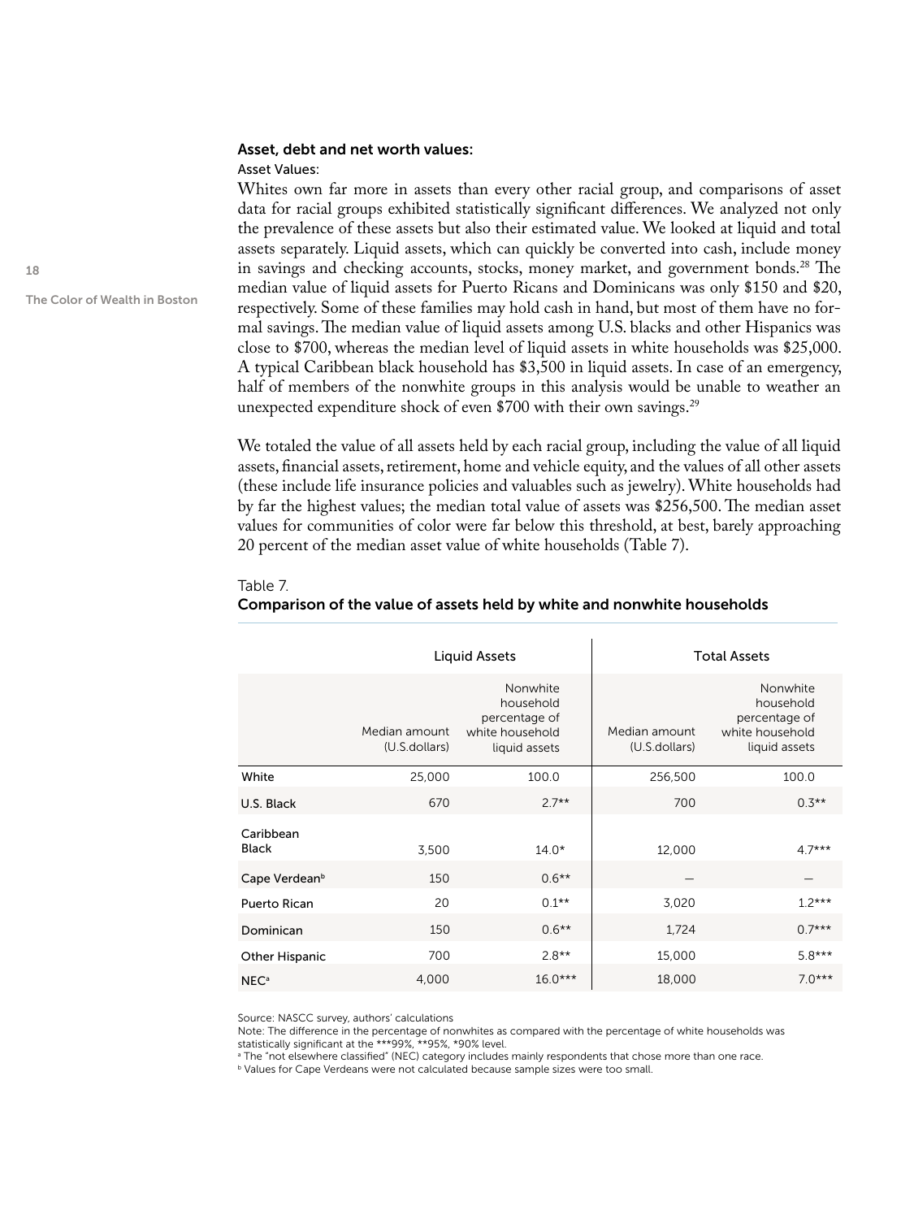### Asset, debt and net worth values:

Asset Values:

Whites own far more in assets than every other racial group, and comparisons of asset data for racial groups exhibited statistically significant differences. We analyzed not only the prevalence of these assets but also their estimated value. We looked at liquid and total assets separately. Liquid assets, which can quickly be converted into cash, include money in savings and checking accounts, stocks, money market, and government bonds.[28] The median value of liquid assets for Puerto Ricans and Dominicans was only $150 and $20, respectively. Some of these families may hold cash in hand, but most of them have no formal savings. The median value of liquid assets among U.S. blacks and other Hispanics was close to $700, whereas the median level of liquid assets in white households was $25,000. A typical Caribbean black household has $3,500 in liquid assets. In case of an emergency, half of members of the nonwhite groups in this analysis would be unable to weather an unexpected expenditure shock of even $700 with their own savings.[29]

We totaled the value of all assets held by each racial group, including the value of all liquid assets, financial assets, retirement, home and vehicle equity, and the values of all other assets (these include life insurance policies and valuables such as jewelry). White households had by far the highest values; the median total value of assets was $256,500. The median asset values for communities of color were far below this threshold, at best, barely approaching 20 percent of the median asset value of white households (Table 7).

Table 7.

**Comparison of the value of assets held by white and nonwhite households**

| | Liquid Assets | | Total Assets | |
|---|---|---|---|---|
| | Median amount (U.S.dollars) | Nonwhite household percentage of white household liquid assets | Median amount (U.S.dollars) | Nonwhite household percentage of white household liquid assets |
| White | 25,000 | 100.0 | 256,500 | 100.0 |
| U.S. Black | 670 | 2.7** | 700 | 0.3** |
| Caribbean Black | 3,500 | 14.0* | 12,000 | 4.7*** |
| Cape Verdean[b] | 150 | 0.6** | — | — |
| Puerto Rican | 20 | 0.1** | 3,020 | 1.2*** |
| Dominican | 150 | 0.6** | 1,724 | 0.7*** |
| Other Hispanic | 700 | 2.8** | 15,000 | 5.8*** |
| NEC[a] | 4,000 | 16.0*** | 18,000 | 7.0*** |

Source: NASCC survey, authors' calculations

Note: The difference in the percentage of nonwhites as compared with the percentage of white households was statistically significant at the ***99%, **95%, *90% level.

[a] The "not elsewhere classified" (NEC) category includes mainly respondents that chose more than one race.

[b] Values for Cape Verdeans were not calculated because sample sizes were too small.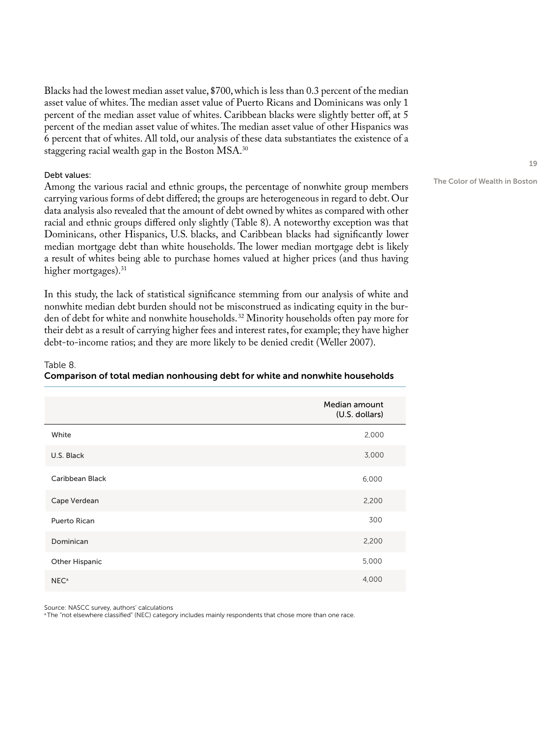Blacks had the lowest median asset value, $700, which is less than 0.3 percent of the median asset value of whites. The median asset value of Puerto Ricans and Dominicans was only 1 percent of the median asset value of whites. Caribbean blacks were slightly better off, at 5 percent of the median asset value of whites. The median asset value of other Hispanics was 6 percent that of whites. All told, our analysis of these data substantiates the existence of a staggering racial wealth gap in the Boston MSA.[30]

Debt values:

Among the various racial and ethnic groups, the percentage of nonwhite group members carrying various forms of debt differed; the groups are heterogeneous in regard to debt. Our data analysis also revealed that the amount of debt owned by whites as compared with other racial and ethnic groups differed only slightly (Table 8). A noteworthy exception was that Dominicans, other Hispanics, U.S. blacks, and Caribbean blacks had significantly lower median mortgage debt than white households. The lower median mortgage debt is likely a result of whites being able to purchase homes valued at higher prices (and thus having higher mortgages).[31]

In this study, the lack of statistical significance stemming from our analysis of white and nonwhite median debt burden should not be misconstrued as indicating equity in the burden of debt for white and nonwhite households.[32] Minority households often pay more for their debt as a result of carrying higher fees and interest rates, for example; they have higher debt-to-income ratios; and they are more likely to be denied credit (Weller 2007).

Table 8.

**Comparison of total median nonhousing debt for white and nonwhite households**

| | Median amount (U.S. dollars) |
|---|---|
| White | 2,000 |
| U.S. Black | 3,000 |
| Caribbean Black | 6,000 |
| Cape Verdean | 2,200 |
| Puerto Rican | 300 |
| Dominican | 2,200 |
| Other Hispanic | 5,000 |
| NEC[a] | 4,000 |

Source: NASCC survey, authors' calculations

[a] The "not elsewhere classified" (NEC) category includes mainly respondents that chose more than one race.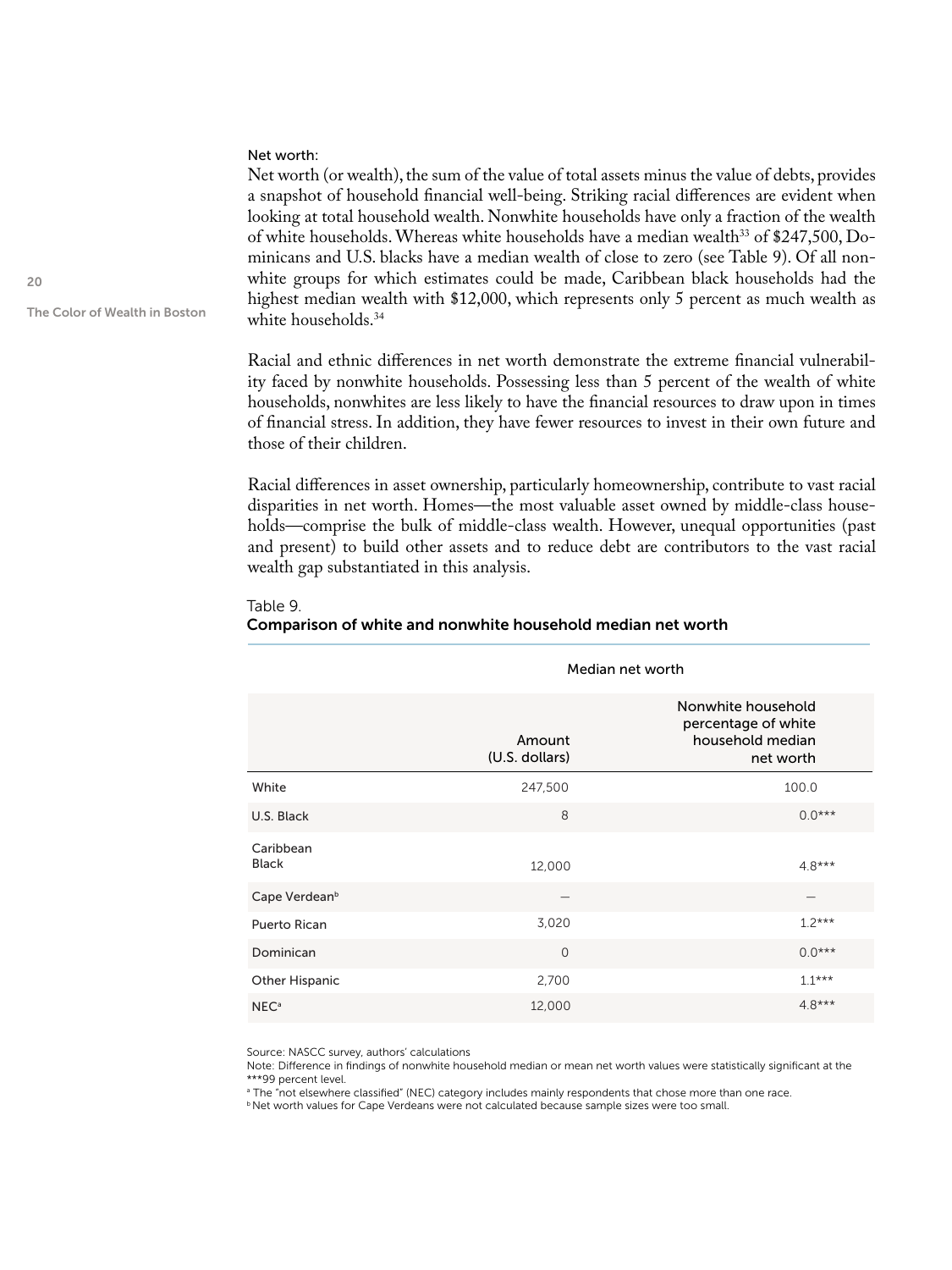Net worth:

Net worth (or wealth), the sum of the value of total assets minus the value of debts, provides a snapshot of household financial well-being. Striking racial differences are evident when looking at total household wealth. Nonwhite households have only a fraction of the wealth of white households. Whereas white households have a median wealth[33] of $247,500, Dominicans and U.S. blacks have a median wealth of close to zero (see Table 9). Of all nonwhite groups for which estimates could be made, Caribbean black households had the highest median wealth with $12,000, which represents only 5 percent as much wealth as white households.[34]

Racial and ethnic differences in net worth demonstrate the extreme financial vulnerability faced by nonwhite households. Possessing less than 5 percent of the wealth of white households, nonwhites are less likely to have the financial resources to draw upon in times of financial stress. In addition, they have fewer resources to invest in their own future and those of their children.

Racial differences in asset ownership, particularly homeownership, contribute to vast racial disparities in net worth. Homes—the most valuable asset owned by middle-class households—comprise the bulk of middle-class wealth. However, unequal opportunities (past and present) to build other assets and to reduce debt are contributors to the vast racial wealth gap substantiated in this analysis.

Table 9.
**Comparison of white and nonwhite household median net worth**

| | Median net worth | |
|---|---|---|
| | Amount (U.S. dollars) | Nonwhite household percentage of white household median net worth |
| White | 247,500 | 100.0 |
| U.S. Black | 8 | 0.0*** |
| Caribbean Black | 12,000 | 4.8*** |
| Cape Verdean[b] | — | — |
| Puerto Rican | 3,020 | 1.2*** |
| Dominican | 0 | 0.0*** |
| Other Hispanic | 2,700 | 1.1*** |
| NEC[a] | 12,000 | 4.8*** |

Source: NASCC survey, authors' calculations

Note: Difference in findings of nonwhite household median or mean net worth values were statistically significant at the ***99 percent level.

[a] The "not elsewhere classified" (NEC) category includes mainly respondents that chose more than one race.

[b] Net worth values for Cape Verdeans were not calculated because sample sizes were too small.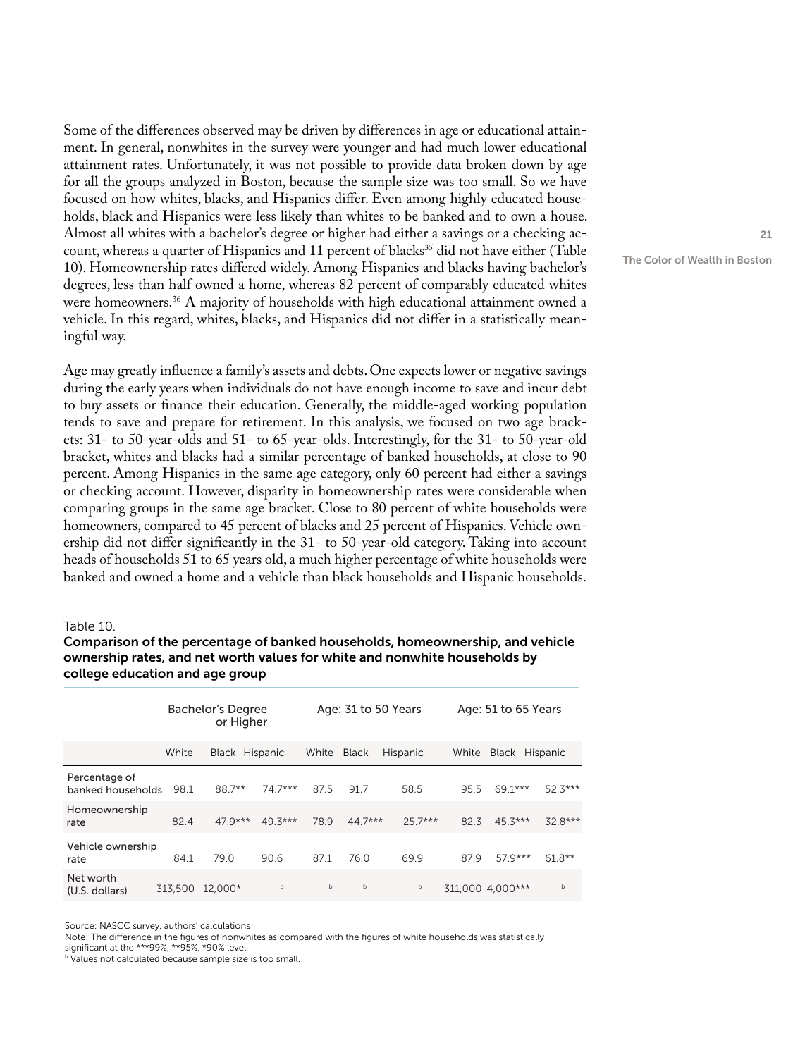Some of the differences observed may be driven by differences in age or educational attainment. In general, nonwhites in the survey were younger and had much lower educational attainment rates. Unfortunately, it was not possible to provide data broken down by age for all the groups analyzed in Boston, because the sample size was too small. So we have focused on how whites, blacks, and Hispanics differ. Even among highly educated households, black and Hispanics were less likely than whites to be banked and to own a house. Almost all whites with a bachelor's degree or higher had either a savings or a checking account, whereas a quarter of Hispanics and 11 percent of blacks[35] did not have either (Table 10). Homeownership rates differed widely. Among Hispanics and blacks having bachelor's degrees, less than half owned a home, whereas 82 percent of comparably educated whites were homeowners.[36] A majority of households with high educational attainment owned a vehicle. In this regard, whites, blacks, and Hispanics did not differ in a statistically meaningful way.

Age may greatly influence a family's assets and debts. One expects lower or negative savings during the early years when individuals do not have enough income to save and incur debt to buy assets or finance their education. Generally, the middle-aged working population tends to save and prepare for retirement. In this analysis, we focused on two age brackets: 31- to 50-year-olds and 51- to 65-year-olds. Interestingly, for the 31- to 50-year-old bracket, whites and blacks had a similar percentage of banked households, at close to 90 percent. Among Hispanics in the same age category, only 60 percent had either a savings or checking account. However, disparity in homeownership rates were considerable when comparing groups in the same age bracket. Close to 80 percent of white households were homeowners, compared to 45 percent of blacks and 25 percent of Hispanics. Vehicle ownership did not differ significantly in the 31- to 50-year-old category. Taking into account heads of households 51 to 65 years old, a much higher percentage of white households were banked and owned a home and a vehicle than black households and Hispanic households.

Table 10.

**Comparison of the percentage of banked households, homeownership, and vehicle ownership rates, and net worth values for white and nonwhite households by college education and age group**

| | Bachelor's Degree or Higher | | | Age: 31 to 50 Years | | | Age: 51 to 65 Years | | |
|---|---|---|---|---|---|---|---|---|---|
| | White | Black | Hispanic | White | Black | Hispanic | White | Black | Hispanic |
| Percentage of banked households | 98.1 | 88.7** | 74.7*** | 87.5 | 91.7 | 58.5 | 95.5 | 69.1*** | 52.3*** |
| Homeownership rate | 82.4 | 47.9*** | 49.3*** | 78.9 | 44.7*** | 25.7*** | 82.3 | 45.3*** | 32.8*** |
| Vehicle ownership rate | 84.1 | 79.0 | 90.6 | 87.1 | 76.0 | 69.9 | 87.9 | 57.9*** | 61.8** |
| Net worth (U.S. dollars) | 313,500 | 12,000* | _b | _b | _b | _b | 311,000 | 4,000*** | _b |

Source: NASCC survey, authors' calculations

Note: The difference in the figures of nonwhites as compared with the figures of white households was statistically significant at the ***99%, **95%, *90% level.

b Values not calculated because sample size is too small.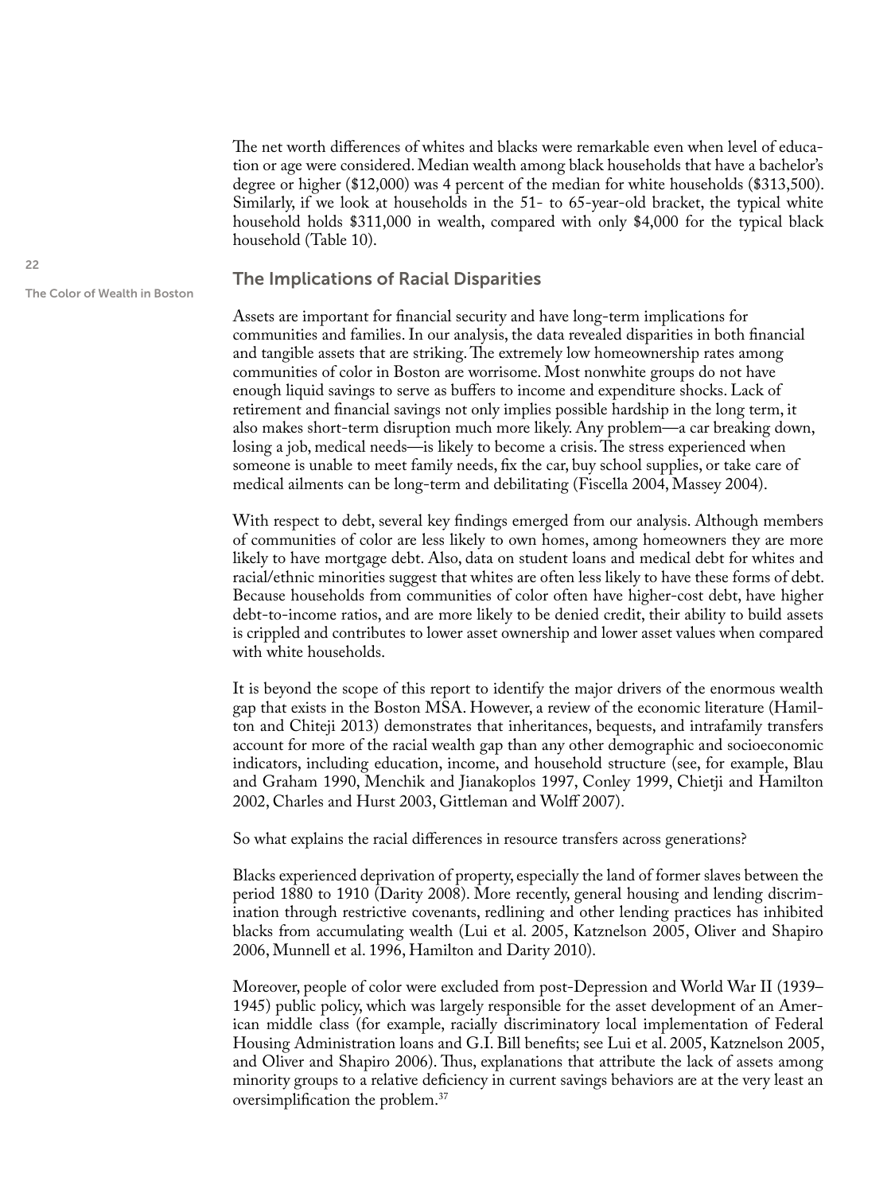The net worth differences of whites and blacks were remarkable even when level of education or age were considered. Median wealth among black households that have a bachelor's degree or higher ($12,000) was 4 percent of the median for white households ($313,500). Similarly, if we look at households in the 51- to 65-year-old bracket, the typical white household holds $311,000 in wealth, compared with only $4,000 for the typical black household (Table 10).

## The Implications of Racial Disparities

Assets are important for financial security and have long-term implications for communities and families. In our analysis, the data revealed disparities in both financial and tangible assets that are striking. The extremely low homeownership rates among communities of color in Boston are worrisome. Most nonwhite groups do not have enough liquid savings to serve as buffers to income and expenditure shocks. Lack of retirement and financial savings not only implies possible hardship in the long term, it also makes short-term disruption much more likely. Any problem—a car breaking down, losing a job, medical needs—is likely to become a crisis. The stress experienced when someone is unable to meet family needs, fix the car, buy school supplies, or take care of medical ailments can be long-term and debilitating (Fiscella 2004, Massey 2004).

With respect to debt, several key findings emerged from our analysis. Although members of communities of color are less likely to own homes, among homeowners they are more likely to have mortgage debt. Also, data on student loans and medical debt for whites and racial/ethnic minorities suggest that whites are often less likely to have these forms of debt. Because households from communities of color often have higher-cost debt, have higher debt-to-income ratios, and are more likely to be denied credit, their ability to build assets is crippled and contributes to lower asset ownership and lower asset values when compared with white households.

It is beyond the scope of this report to identify the major drivers of the enormous wealth gap that exists in the Boston MSA. However, a review of the economic literature (Hamilton and Chiteji 2013) demonstrates that inheritances, bequests, and intrafamily transfers account for more of the racial wealth gap than any other demographic and socioeconomic indicators, including education, income, and household structure (see, for example, Blau and Graham 1990, Menchik and Jianakoplos 1997, Conley 1999, Chietji and Hamilton 2002, Charles and Hurst 2003, Gittleman and Wolff 2007).

So what explains the racial differences in resource transfers across generations?

Blacks experienced deprivation of property, especially the land of former slaves between the period 1880 to 1910 (Darity 2008). More recently, general housing and lending discrimination through restrictive covenants, redlining and other lending practices has inhibited blacks from accumulating wealth (Lui et al. 2005, Katznelson 2005, Oliver and Shapiro 2006, Munnell et al. 1996, Hamilton and Darity 2010).

Moreover, people of color were excluded from post-Depression and World War II (1939–1945) public policy, which was largely responsible for the asset development of an American middle class (for example, racially discriminatory local implementation of Federal Housing Administration loans and G.I. Bill benefits; see Lui et al. 2005, Katznelson 2005, and Oliver and Shapiro 2006). Thus, explanations that attribute the lack of assets among minority groups to a relative deficiency in current savings behaviors are at the very least an oversimplification the problem.[37]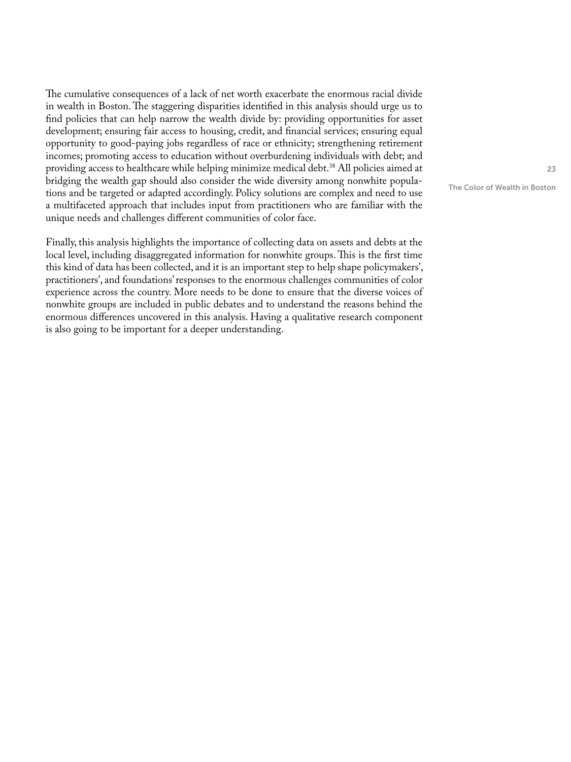The cumulative consequences of a lack of net worth exacerbate the enormous racial divide in wealth in Boston. The staggering disparities identified in this analysis should urge us to find policies that can help narrow the wealth divide by: providing opportunities for asset development; ensuring fair access to housing, credit, and financial services; ensuring equal opportunity to good-paying jobs regardless of race or ethnicity; strengthening retirement incomes; promoting access to education without overburdening individuals with debt; and providing access to healthcare while helping minimize medical debt.[38] All policies aimed at bridging the wealth gap should also consider the wide diversity among nonwhite populations and be targeted or adapted accordingly. Policy solutions are complex and need to use a multifaceted approach that includes input from practitioners who are familiar with the unique needs and challenges different communities of color face.

Finally, this analysis highlights the importance of collecting data on assets and debts at the local level, including disaggregated information for nonwhite groups. This is the first time this kind of data has been collected, and it is an important step to help shape policymakers', practitioners', and foundations' responses to the enormous challenges communities of color experience across the country. More needs to be done to ensure that the diverse voices of nonwhite groups are included in public debates and to understand the reasons behind the enormous differences uncovered in this analysis. Having a qualitative research component is also going to be important for a deeper understanding.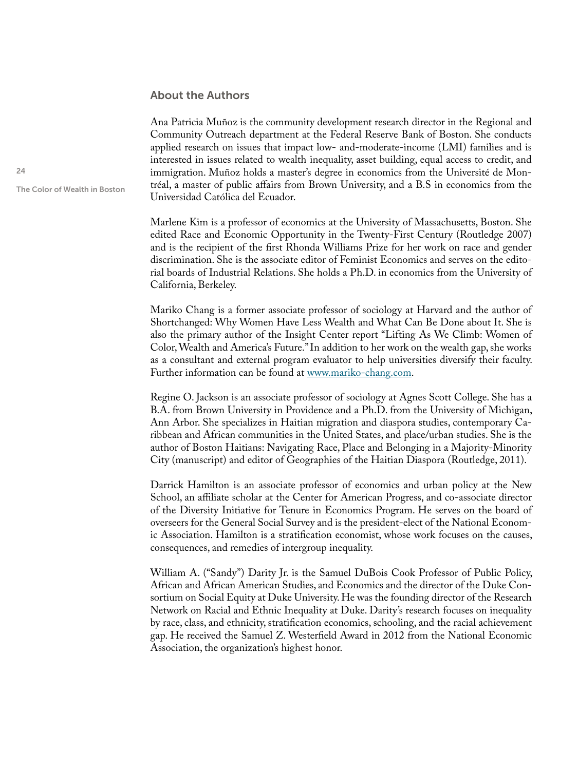## About the Authors

Ana Patricia Muñoz is the community development research director in the Regional and Community Outreach department at the Federal Reserve Bank of Boston. She conducts applied research on issues that impact low- and-moderate-income (LMI) families and is interested in issues related to wealth inequality, asset building, equal access to credit, and immigration. Muñoz holds a master's degree in economics from the Université de Montréal, a master of public affairs from Brown University, and a B.S in economics from the Universidad Católica del Ecuador.

Marlene Kim is a professor of economics at the University of Massachusetts, Boston. She edited Race and Economic Opportunity in the Twenty-First Century (Routledge 2007) and is the recipient of the first Rhonda Williams Prize for her work on race and gender discrimination. She is the associate editor of Feminist Economics and serves on the editorial boards of Industrial Relations. She holds a Ph.D. in economics from the University of California, Berkeley.

Mariko Chang is a former associate professor of sociology at Harvard and the author of Shortchanged: Why Women Have Less Wealth and What Can Be Done about It. She is also the primary author of the Insight Center report "Lifting As We Climb: Women of Color, Wealth and America's Future." In addition to her work on the wealth gap, she works as a consultant and external program evaluator to help universities diversify their faculty. Further information can be found at [www.mariko-chang.com](http://www.mariko-chang.com).

Regine O. Jackson is an associate professor of sociology at Agnes Scott College. She has a B.A. from Brown University in Providence and a Ph.D. from the University of Michigan, Ann Arbor. She specializes in Haitian migration and diaspora studies, contemporary Caribbean and African communities in the United States, and place/urban studies. She is the author of Boston Haitians: Navigating Race, Place and Belonging in a Majority-Minority City (manuscript) and editor of Geographies of the Haitian Diaspora (Routledge, 2011).

Darrick Hamilton is an associate professor of economics and urban policy at the New School, an affiliate scholar at the Center for American Progress, and co-associate director of the Diversity Initiative for Tenure in Economics Program. He serves on the board of overseers for the General Social Survey and is the president-elect of the National Economic Association. Hamilton is a stratification economist, whose work focuses on the causes, consequences, and remedies of intergroup inequality.

William A. ("Sandy") Darity Jr. is the Samuel DuBois Cook Professor of Public Policy, African and African American Studies, and Economics and the director of the Duke Consortium on Social Equity at Duke University. He was the founding director of the Research Network on Racial and Ethnic Inequality at Duke. Darity's research focuses on inequality by race, class, and ethnicity, stratification economics, schooling, and the racial achievement gap. He received the Samuel Z. Westerfield Award in 2012 from the National Economic Association, the organization's highest honor.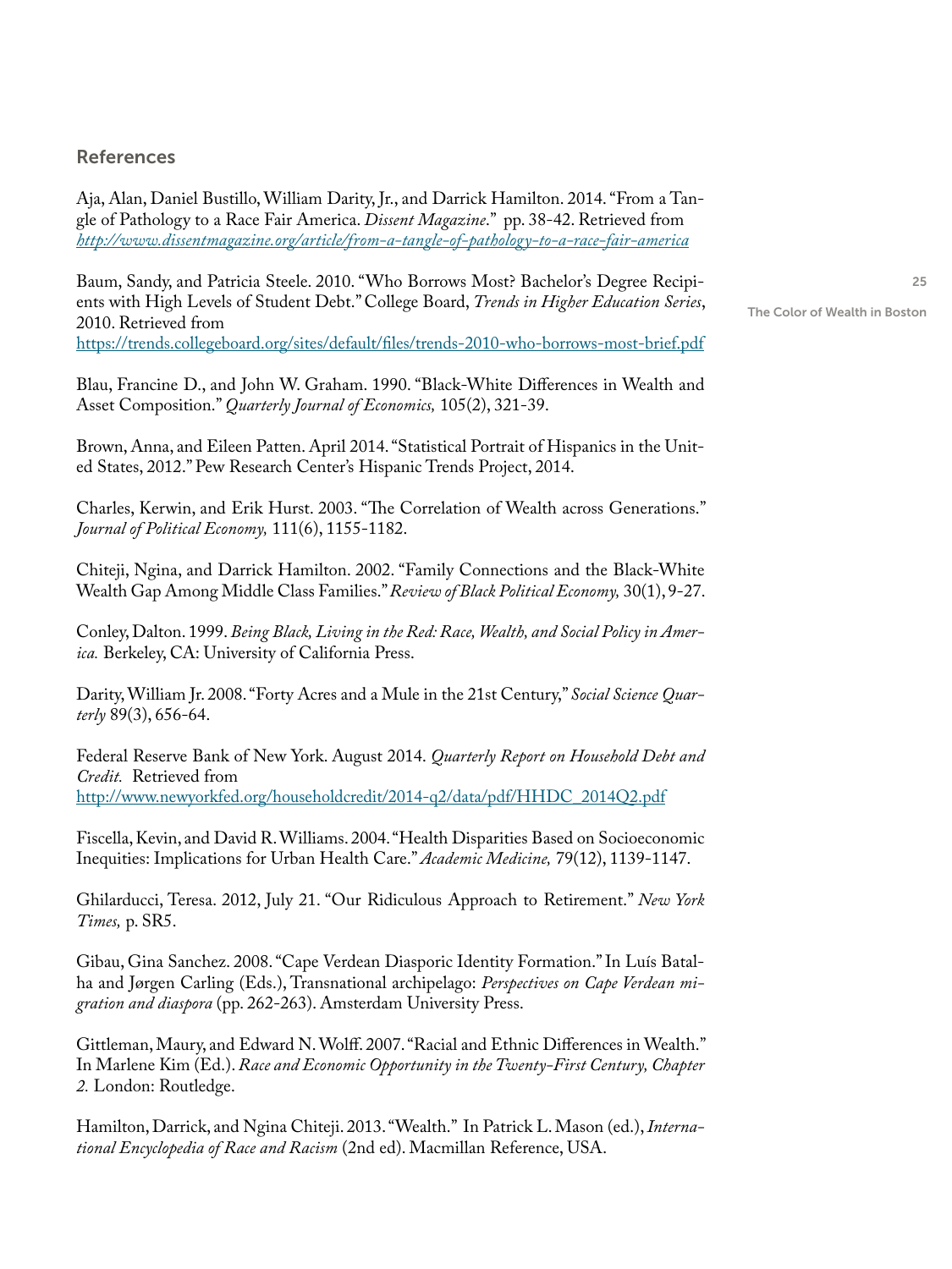## References

Aja, Alan, Daniel Bustillo, William Darity, Jr., and Darrick Hamilton. 2014. "From a Tangle of Pathology to a Race Fair America. *Dissent Magazine*." pp. 38-42. Retrieved from *http://www.dissentmagazine.org/article/from-a-tangle-of-pathology-to-a-race-fair-america*

Baum, Sandy, and Patricia Steele. 2010. "Who Borrows Most? Bachelor's Degree Recipients with High Levels of Student Debt." College Board, *Trends in Higher Education Series*, 2010. Retrieved from https://trends.collegeboard.org/sites/default/files/trends-2010-who-borrows-most-brief.pdf

Blau, Francine D., and John W. Graham. 1990. "Black-White Differences in Wealth and Asset Composition." *Quarterly Journal of Economics,* 105(2), 321-39.

Brown, Anna, and Eileen Patten. April 2014. "Statistical Portrait of Hispanics in the United States, 2012." Pew Research Center's Hispanic Trends Project, 2014.

Charles, Kerwin, and Erik Hurst. 2003. "The Correlation of Wealth across Generations." *Journal of Political Economy,* 111(6), 1155-1182.

Chiteji, Ngina, and Darrick Hamilton. 2002. "Family Connections and the Black-White Wealth Gap Among Middle Class Families." *Review of Black Political Economy,* 30(1), 9-27.

Conley, Dalton. 1999. *Being Black, Living in the Red: Race, Wealth, and Social Policy in America.* Berkeley, CA: University of California Press.

Darity, William Jr. 2008. "Forty Acres and a Mule in the 21st Century," *Social Science Quarterly* 89(3), 656-64.

Federal Reserve Bank of New York. August 2014. *Quarterly Report on Household Debt and Credit.* Retrieved from http://www.newyorkfed.org/householdcredit/2014-q2/data/pdf/HHDC_2014Q2.pdf

Fiscella, Kevin, and David R. Williams. 2004. "Health Disparities Based on Socioeconomic Inequities: Implications for Urban Health Care." *Academic Medicine,* 79(12), 1139-1147.

Ghilarducci, Teresa. 2012, July 21. "Our Ridiculous Approach to Retirement." *New York Times,* p. SR5.

Gibau, Gina Sanchez. 2008. "Cape Verdean Diasporic Identity Formation." In Luís Batalha and Jørgen Carling (Eds.), Transnational archipelago: *Perspectives on Cape Verdean migration and diaspora* (pp. 262-263). Amsterdam University Press.

Gittleman, Maury, and Edward N. Wolff. 2007. "Racial and Ethnic Differences in Wealth." In Marlene Kim (Ed.). *Race and Economic Opportunity in the Twenty-First Century, Chapter 2.* London: Routledge.

Hamilton, Darrick, and Ngina Chiteji. 2013. "Wealth." In Patrick L. Mason (ed.), *International Encyclopedia of Race and Racism* (2nd ed). Macmillan Reference, USA.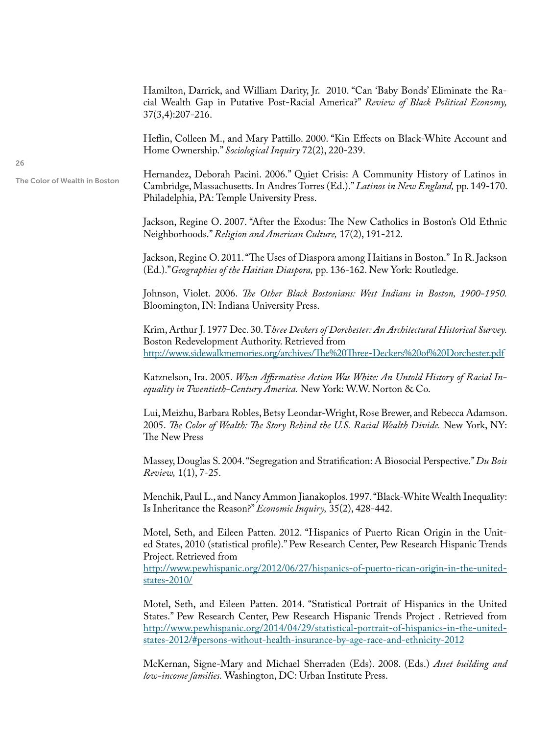Hamilton, Darrick, and William Darity, Jr. 2010. "Can 'Baby Bonds' Eliminate the Racial Wealth Gap in Putative Post-Racial America?" *Review of Black Political Economy,* 37(3,4):207-216.

Heflin, Colleen M., and Mary Pattillo. 2000. "Kin Effects on Black-White Account and Home Ownership." *Sociological Inquiry* 72(2), 220-239.

Hernandez, Deborah Pacini. 2006." Quiet Crisis: A Community History of Latinos in Cambridge, Massachusetts. In Andres Torres (Ed.)." *Latinos in New England,* pp. 149-170. Philadelphia, PA: Temple University Press.

Jackson, Regine O. 2007. "After the Exodus: The New Catholics in Boston's Old Ethnic Neighborhoods." *Religion and American Culture,* 17(2), 191-212.

Jackson, Regine O. 2011. "The Uses of Diaspora among Haitians in Boston." In R. Jackson (Ed.)."*Geographies of the Haitian Diaspora,* pp. 136-162. New York: Routledge.

Johnson, Violet. 2006. *The Other Black Bostonians: West Indians in Boston, 1900-1950.* Bloomington, IN: Indiana University Press.

Krim, Arthur J. 1977 Dec. 30. T*hree Deckers of Dorchester: An Architectural Historical Survey.* Boston Redevelopment Authority. Retrieved from http://www.sidewalkmemories.org/archives/The%20Three-Deckers%20of%20Dorchester.pdf

Katznelson, Ira. 2005. *When Affirmative Action Was White: An Untold History of Racial Inequality in Twentieth-Century America.* New York: W.W. Norton & Co.

Lui, Meizhu, Barbara Robles, Betsy Leondar-Wright, Rose Brewer, and Rebecca Adamson. 2005. *The Color of Wealth: The Story Behind the U.S. Racial Wealth Divide.* New York, NY: The New Press

Massey, Douglas S. 2004. "Segregation and Stratification: A Biosocial Perspective." *Du Bois Review,* 1(1), 7-25.

Menchik, Paul L., and Nancy Ammon Jianakoplos. 1997. "Black-White Wealth Inequality: Is Inheritance the Reason?" *Economic Inquiry,* 35(2), 428-442.

Motel, Seth, and Eileen Patten. 2012. "Hispanics of Puerto Rican Origin in the United States, 2010 (statistical profile)." Pew Research Center, Pew Research Hispanic Trends Project. Retrieved from http://www.pewhispanic.org/2012/06/27/hispanics-of-puerto-rican-origin-in-the-united-states-2010/

Motel, Seth, and Eileen Patten. 2014. "Statistical Portrait of Hispanics in the United States." Pew Research Center, Pew Research Hispanic Trends Project . Retrieved from http://www.pewhispanic.org/2014/04/29/statistical-portrait-of-hispanics-in-the-united-states-2012/#persons-without-health-insurance-by-age-race-and-ethnicity-2012

McKernan, Signe-Mary and Michael Sherraden (Eds). 2008. (Eds.) *Asset building and low-income families.* Washington, DC: Urban Institute Press.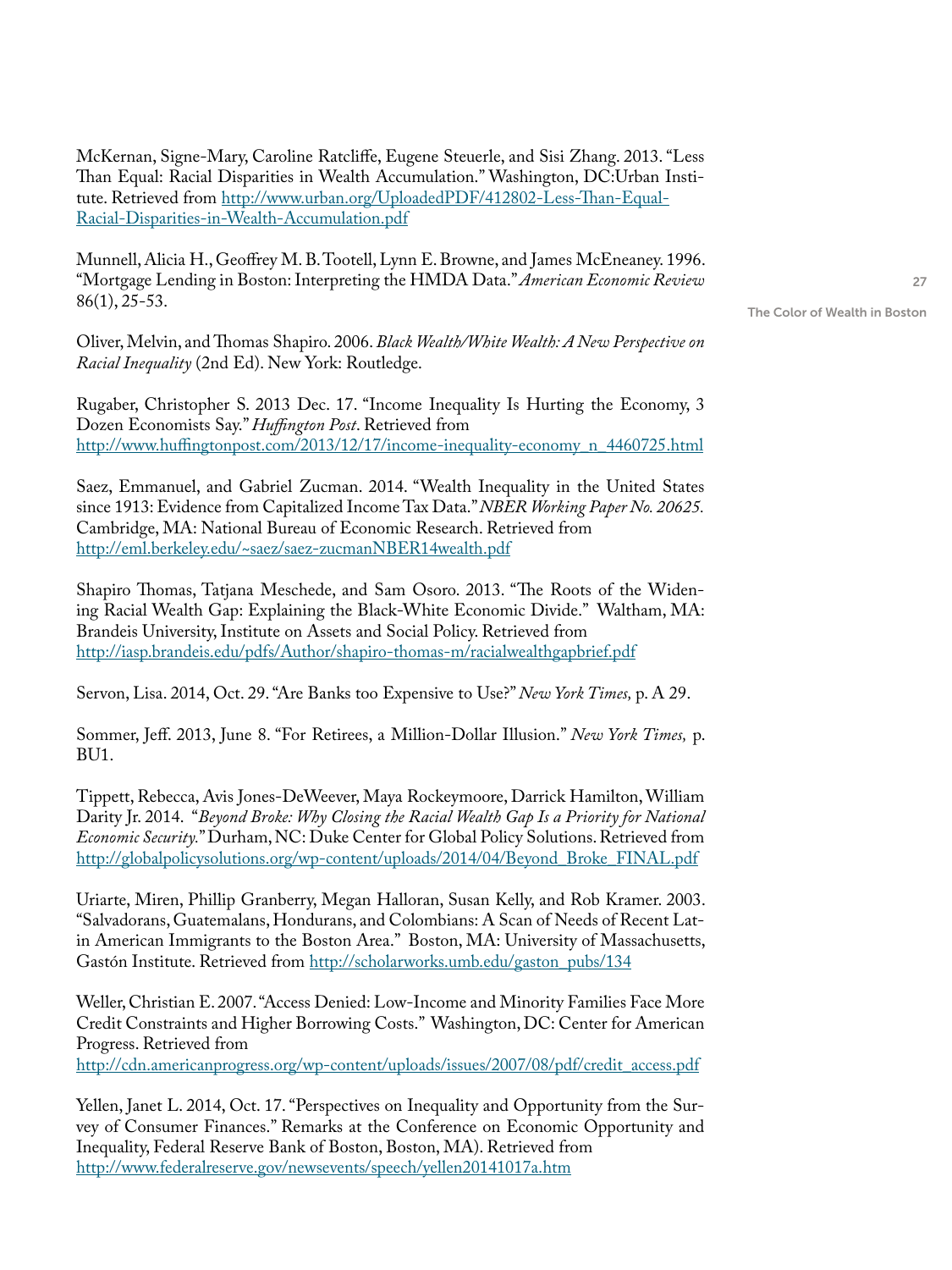McKernan, Signe-Mary, Caroline Ratcliffe, Eugene Steuerle, and Sisi Zhang. 2013. "Less Than Equal: Racial Disparities in Wealth Accumulation." Washington, DC:Urban Institute. Retrieved from http://www.urban.org/UploadedPDF/412802-Less-Than-Equal-Racial-Disparities-in-Wealth-Accumulation.pdf

Munnell, Alicia H., Geoffrey M. B. Tootell, Lynn E. Browne, and James McEneaney. 1996. "Mortgage Lending in Boston: Interpreting the HMDA Data." *American Economic Review* 86(1), 25-53.

Oliver, Melvin, and Thomas Shapiro. 2006. *Black Wealth/White Wealth: A New Perspective on Racial Inequality* (2nd Ed). New York: Routledge.

Rugaber, Christopher S. 2013 Dec. 17. "Income Inequality Is Hurting the Economy, 3 Dozen Economists Say." *Huffington Post*. Retrieved from http://www.huffingtonpost.com/2013/12/17/income-inequality-economy_n_4460725.html

Saez, Emmanuel, and Gabriel Zucman. 2014. "Wealth Inequality in the United States since 1913: Evidence from Capitalized Income Tax Data." *NBER Working Paper No. 20625.* Cambridge, MA: National Bureau of Economic Research. Retrieved from http://eml.berkeley.edu/~saez/saez-zucmanNBER14wealth.pdf

Shapiro Thomas, Tatjana Meschede, and Sam Osoro. 2013. "The Roots of the Widening Racial Wealth Gap: Explaining the Black-White Economic Divide." Waltham, MA: Brandeis University, Institute on Assets and Social Policy. Retrieved from http://iasp.brandeis.edu/pdfs/Author/shapiro-thomas-m/racialwealthgapbrief.pdf

Servon, Lisa. 2014, Oct. 29. "Are Banks too Expensive to Use?" *New York Times,* p. A 29.

Sommer, Jeff. 2013, June 8. "For Retirees, a Million-Dollar Illusion." *New York Times,* p. BU1.

Tippett, Rebecca, Avis Jones-DeWeever, Maya Rockeymoore, Darrick Hamilton, William Darity Jr. 2014. "*Beyond Broke: Why Closing the Racial Wealth Gap Is a Priority for National Economic Security.*" Durham, NC: Duke Center for Global Policy Solutions. Retrieved from http://globalpolicysolutions.org/wp-content/uploads/2014/04/Beyond_Broke_FINAL.pdf

Uriarte, Miren, Phillip Granberry, Megan Halloran, Susan Kelly, and Rob Kramer. 2003. "Salvadorans, Guatemalans, Hondurans, and Colombians: A Scan of Needs of Recent Latin American Immigrants to the Boston Area." Boston, MA: University of Massachusetts, Gastón Institute. Retrieved from http://scholarworks.umb.edu/gaston_pubs/134

Weller, Christian E. 2007. "Access Denied: Low-Income and Minority Families Face More Credit Constraints and Higher Borrowing Costs." Washington, DC: Center for American Progress. Retrieved from http://cdn.americanprogress.org/wp-content/uploads/issues/2007/08/pdf/credit_access.pdf

Yellen, Janet L. 2014, Oct. 17. "Perspectives on Inequality and Opportunity from the Survey of Consumer Finances." Remarks at the Conference on Economic Opportunity and Inequality, Federal Reserve Bank of Boston, Boston, MA). Retrieved from http://www.federalreserve.gov/newsevents/speech/yellen20141017a.htm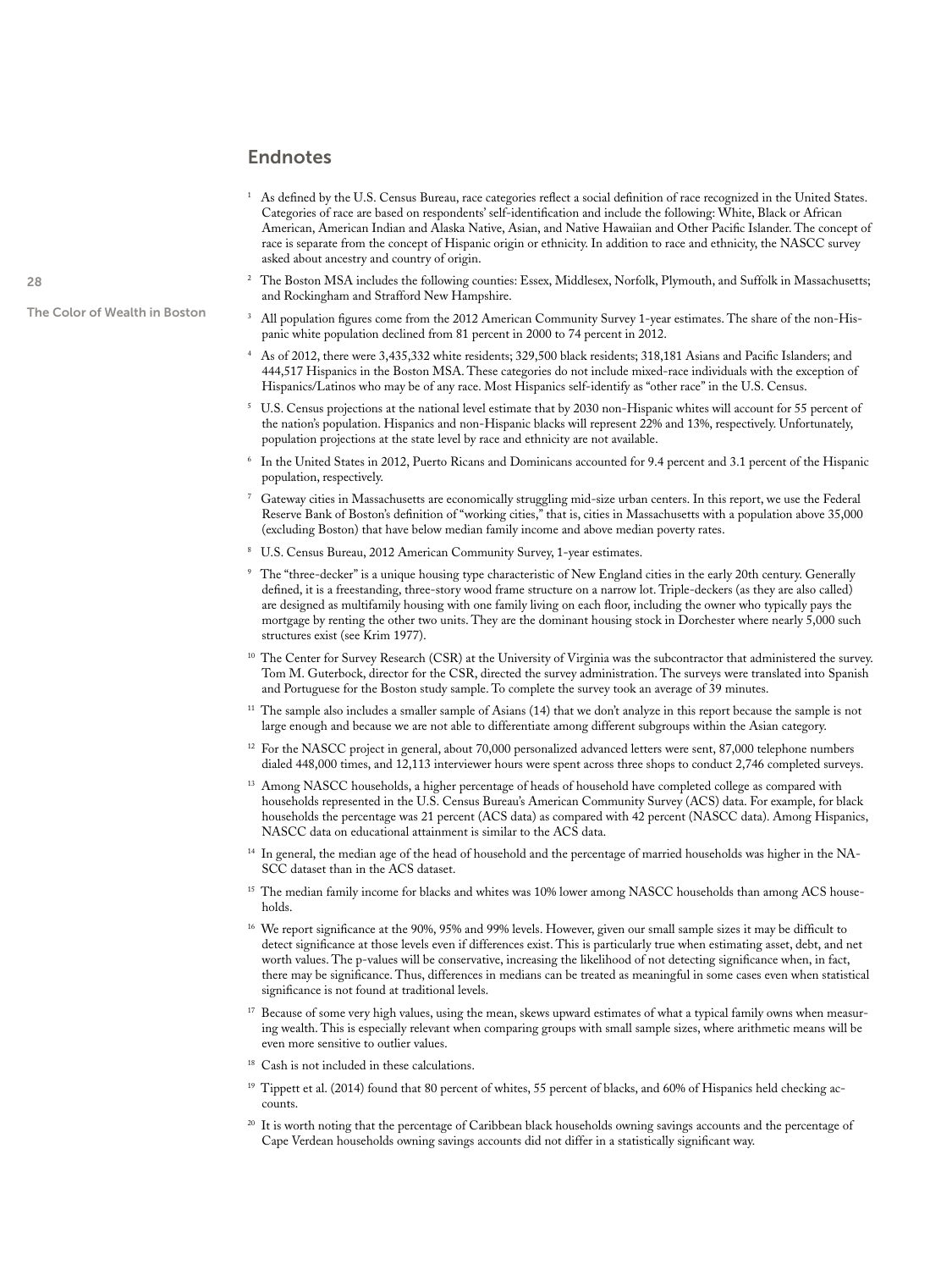## Endnotes

[1] As defined by the U.S. Census Bureau, race categories reflect a social definition of race recognized in the United States. Categories of race are based on respondents' self-identification and include the following: White, Black or African American, American Indian and Alaska Native, Asian, and Native Hawaiian and Other Pacific Islander. The concept of race is separate from the concept of Hispanic origin or ethnicity. In addition to race and ethnicity, the NASCC survey asked about ancestry and country of origin.

[2] The Boston MSA includes the following counties: Essex, Middlesex, Norfolk, Plymouth, and Suffolk in Massachusetts; and Rockingham and Strafford New Hampshire.

[3] All population figures come from the 2012 American Community Survey 1-year estimates. The share of the non-Hispanic white population declined from 81 percent in 2000 to 74 percent in 2012.

[4] As of 2012, there were 3,435,332 white residents; 329,500 black residents; 318,181 Asians and Pacific Islanders; and 444,517 Hispanics in the Boston MSA. These categories do not include mixed-race individuals with the exception of Hispanics/Latinos who may be of any race. Most Hispanics self-identify as "other race" in the U.S. Census.

[5] U.S. Census projections at the national level estimate that by 2030 non-Hispanic whites will account for 55 percent of the nation's population. Hispanics and non-Hispanic blacks will represent 22% and 13%, respectively. Unfortunately, population projections at the state level by race and ethnicity are not available.

[6] In the United States in 2012, Puerto Ricans and Dominicans accounted for 9.4 percent and 3.1 percent of the Hispanic population, respectively.

[7] Gateway cities in Massachusetts are economically struggling mid-size urban centers. In this report, we use the Federal Reserve Bank of Boston's definition of "working cities," that is, cities in Massachusetts with a population above 35,000 (excluding Boston) that have below median family income and above median poverty rates.

[8] U.S. Census Bureau, 2012 American Community Survey, 1-year estimates.

[9] The "three-decker" is a unique housing type characteristic of New England cities in the early 20th century. Generally defined, it is a freestanding, three-story wood frame structure on a narrow lot. Triple-deckers (as they are also called) are designed as multifamily housing with one family living on each floor, including the owner who typically pays the mortgage by renting the other two units. They are the dominant housing stock in Dorchester where nearly 5,000 such structures exist (see Krim 1977).

[10] The Center for Survey Research (CSR) at the University of Virginia was the subcontractor that administered the survey. Tom M. Guterbock, director for the CSR, directed the survey administration. The surveys were translated into Spanish and Portuguese for the Boston study sample. To complete the survey took an average of 39 minutes.

[11] The sample also includes a smaller sample of Asians (14) that we don't analyze in this report because the sample is not large enough and because we are not able to differentiate among different subgroups within the Asian category.

[12] For the NASCC project in general, about 70,000 personalized advanced letters were sent, 87,000 telephone numbers dialed 448,000 times, and 12,113 interviewer hours were spent across three shops to conduct 2,746 completed surveys.

[13] Among NASCC households, a higher percentage of heads of household have completed college as compared with households represented in the U.S. Census Bureau's American Community Survey (ACS) data. For example, for black households the percentage was 21 percent (ACS data) as compared with 42 percent (NASCC data). Among Hispanics, NASCC data on educational attainment is similar to the ACS data.

[14] In general, the median age of the head of household and the percentage of married households was higher in the NASCC dataset than in the ACS dataset.

[15] The median family income for blacks and whites was 10% lower among NASCC households than among ACS households.

[16] We report significance at the 90%, 95% and 99% levels. However, given our small sample sizes it may be difficult to detect significance at those levels even if differences exist. This is particularly true when estimating asset, debt, and net worth values. The p-values will be conservative, increasing the likelihood of not detecting significance when, in fact, there may be significance. Thus, differences in medians can be treated as meaningful in some cases even when statistical significance is not found at traditional levels.

[17] Because of some very high values, using the mean, skews upward estimates of what a typical family owns when measuring wealth. This is especially relevant when comparing groups with small sample sizes, where arithmetic means will be even more sensitive to outlier values.

[18] Cash is not included in these calculations.

[19] Tippett et al. (2014) found that 80 percent of whites, 55 percent of blacks, and 60% of Hispanics held checking accounts.

[20] It is worth noting that the percentage of Caribbean black households owning savings accounts and the percentage of Cape Verdean households owning savings accounts did not differ in a statistically significant way.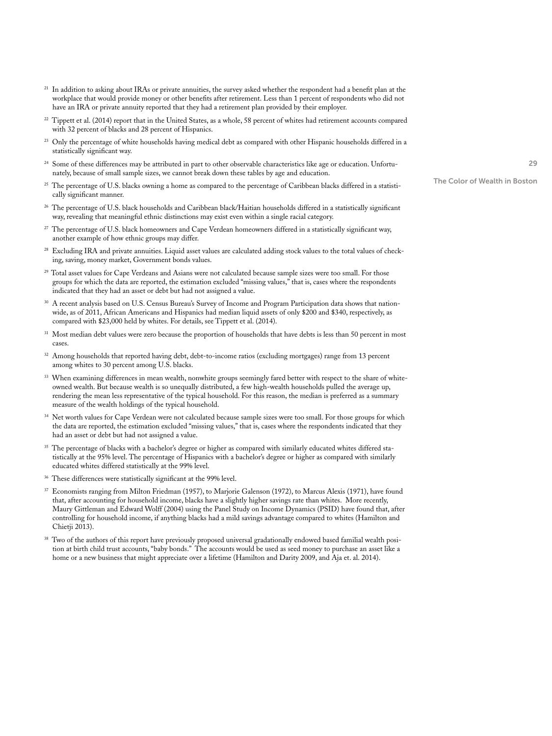[21] In addition to asking about IRAs or private annuities, the survey asked whether the respondent had a benefit plan at the workplace that would provide money or other benefits after retirement. Less than 1 percent of respondents who did not have an IRA or private annuity reported that they had a retirement plan provided by their employer.

[22] Tippett et al. (2014) report that in the United States, as a whole, 58 percent of whites had retirement accounts compared with 32 percent of blacks and 28 percent of Hispanics.

[23] Only the percentage of white households having medical debt as compared with other Hispanic households differed in a statistically significant way.

[24] Some of these differences may be attributed in part to other observable characteristics like age or education. Unfortunately, because of small sample sizes, we cannot break down these tables by age and education.

[25] The percentage of U.S. blacks owning a home as compared to the percentage of Caribbean blacks differed in a statistically significant manner.

[26] The percentage of U.S. black households and Caribbean black/Haitian households differed in a statistically significant way, revealing that meaningful ethnic distinctions may exist even within a single racial category.

[27] The percentage of U.S. black homeowners and Cape Verdean homeowners differed in a statistically significant way, another example of how ethnic groups may differ.

[28] Excluding IRA and private annuities. Liquid asset values are calculated adding stock values to the total values of checking, saving, money market, Government bonds values.

[29] Total asset values for Cape Verdeans and Asians were not calculated because sample sizes were too small. For those groups for which the data are reported, the estimation excluded "missing values," that is, cases where the respondents indicated that they had an asset or debt but had not assigned a value.

[30] A recent analysis based on U.S. Census Bureau's Survey of Income and Program Participation data shows that nationwide, as of 2011, African Americans and Hispanics had median liquid assets of only $200 and $340, respectively, as compared with $23,000 held by whites. For details, see Tippett et al. (2014).

[31] Most median debt values were zero because the proportion of households that have debts is less than 50 percent in most cases.

[32] Among households that reported having debt, debt-to-income ratios (excluding mortgages) range from 13 percent among whites to 30 percent among U.S. blacks.

[33] When examining differences in mean wealth, nonwhite groups seemingly fared better with respect to the share of white-owned wealth. But because wealth is so unequally distributed, a few high-wealth households pulled the average up, rendering the mean less representative of the typical household. For this reason, the median is preferred as a summary measure of the wealth holdings of the typical household.

[34] Net worth values for Cape Verdean were not calculated because sample sizes were too small. For those groups for which the data are reported, the estimation excluded "missing values," that is, cases where the respondents indicated that they had an asset or debt but had not assigned a value.

[35] The percentage of blacks with a bachelor's degree or higher as compared with similarly educated whites differed statistically at the 95% level. The percentage of Hispanics with a bachelor's degree or higher as compared with similarly educated whites differed statistically at the 99% level.

[36] These differences were statistically significant at the 99% level.

[37] Economists ranging from Milton Friedman (1957), to Marjorie Galenson (1972), to Marcus Alexis (1971), have found that, after accounting for household income, blacks have a slightly higher savings rate than whites. More recently, Maury Gittleman and Edward Wolff (2004) using the Panel Study on Income Dynamics (PSID) have found that, after controlling for household income, if anything blacks had a mild savings advantage compared to whites (Hamilton and Chietji 2013).

[38] Two of the authors of this report have previously proposed universal gradationally endowed based familial wealth position at birth child trust accounts, "baby bonds." The accounts would be used as seed money to purchase an asset like a home or a new business that might appreciate over a lifetime (Hamilton and Darity 2009, and Aja et. al. 2014).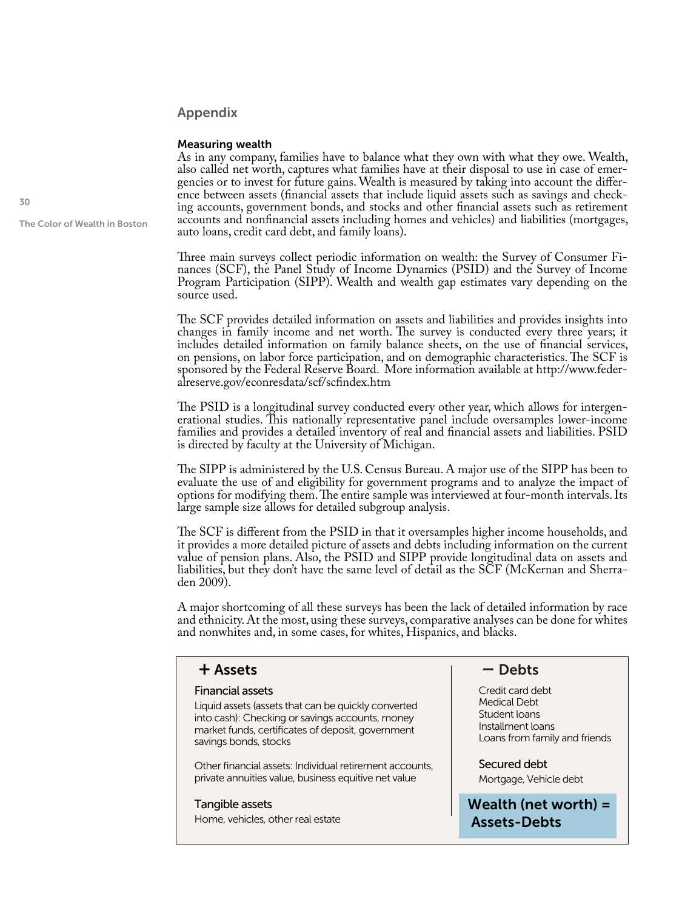## Appendix

### Measuring wealth

As in any company, families have to balance what they own with what they owe. Wealth, also called net worth, captures what families have at their disposal to use in case of emergencies or to invest for future gains. Wealth is measured by taking into account the difference between assets (financial assets that include liquid assets such as savings and checking accounts, government bonds, and stocks and other financial assets such as retirement accounts and nonfinancial assets including homes and vehicles) and liabilities (mortgages, auto loans, credit card debt, and family loans).

Three main surveys collect periodic information on wealth: the Survey of Consumer Finances (SCF), the Panel Study of Income Dynamics (PSID) and the Survey of Income Program Participation (SIPP). Wealth and wealth gap estimates vary depending on the source used.

The SCF provides detailed information on assets and liabilities and provides insights into changes in family income and net worth. The survey is conducted every three years; it includes detailed information on family balance sheets, on the use of financial services, on pensions, on labor force participation, and on demographic characteristics. The SCF is sponsored by the Federal Reserve Board. More information available at http://www.federalreserve.gov/econresdata/scf/scfindex.htm

The PSID is a longitudinal survey conducted every other year, which allows for intergenerational studies. This nationally representative panel include oversamples lower-income families and provides a detailed inventory of real and financial assets and liabilities. PSID is directed by faculty at the University of Michigan.

The SIPP is administered by the U.S. Census Bureau. A major use of the SIPP has been to evaluate the use of and eligibility for government programs and to analyze the impact of options for modifying them. The entire sample was interviewed at four-month intervals. Its large sample size allows for detailed subgroup analysis.

The SCF is different from the PSID in that it oversamples higher income households, and it provides a more detailed picture of assets and debts including information on the current value of pension plans. Also, the PSID and SIPP provide longitudinal data on assets and liabilities, but they don't have the same level of detail as the SCF (McKernan and Sherraden 2009).

A major shortcoming of all these surveys has been the lack of detailed information by race and ethnicity. At the most, using these surveys, comparative analyses can be done for whites and nonwhites and, in some cases, for whites, Hispanics, and blacks.

**+ Assets**

**Financial assets**

Liquid assets (assets that can be quickly converted into cash): Checking or savings accounts, money market funds, certificates of deposit, government savings bonds, stocks

Other financial assets: Individual retirement accounts, private annuities value, business equitive net value

**Tangible assets**

Home, vehicles, other real estate

**− Debts**

Credit card debt
Medical Debt
Student loans
Installment loans
Loans from family and friends

**Secured debt**

Mortgage, Vehicle debt

**Wealth (net worth) = Assets-Debts**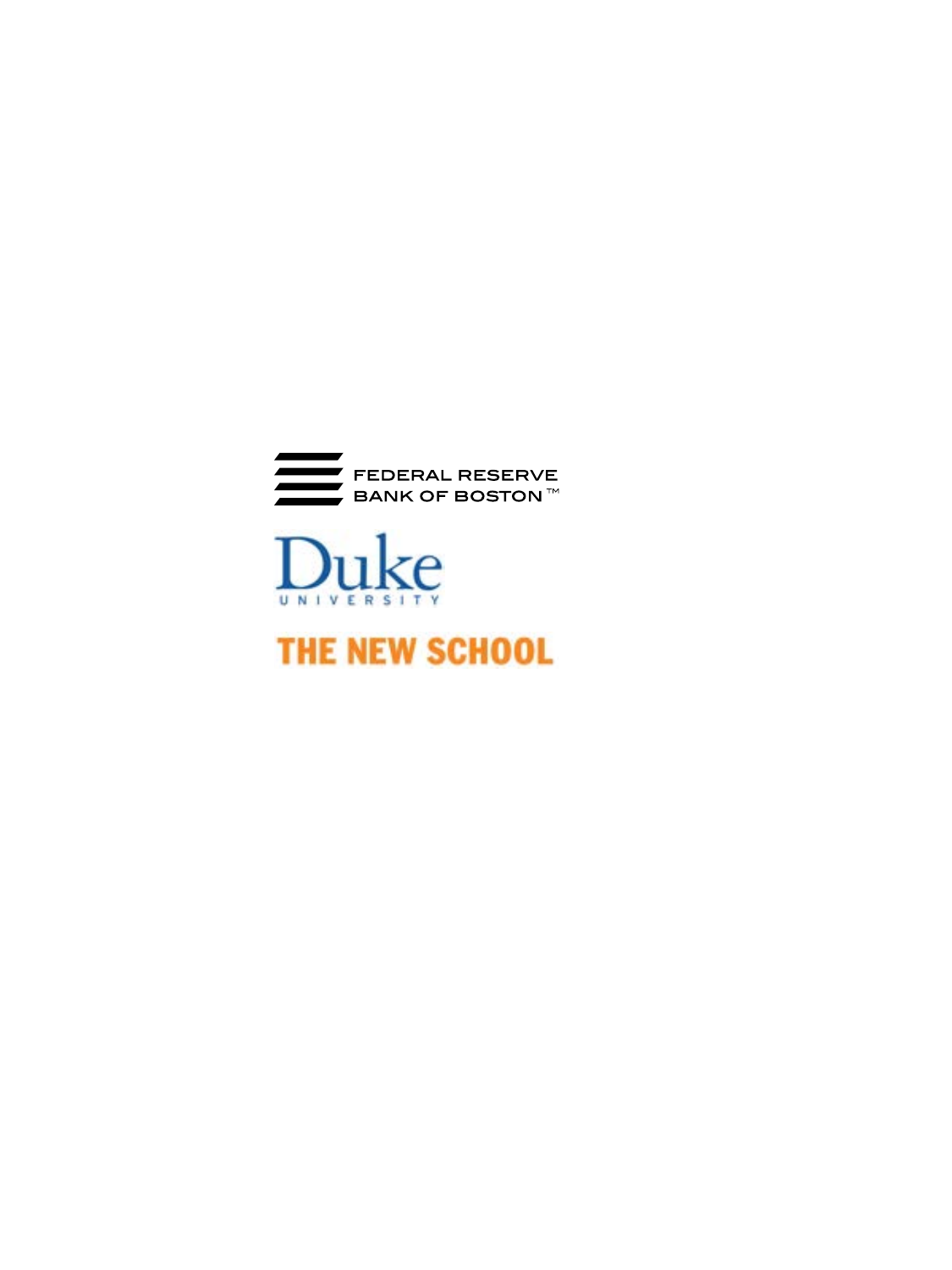FEDERAL RESERVE BANK OF BOSTON ™

Duke

UNIVERSITY

THE NEW SCHOOL